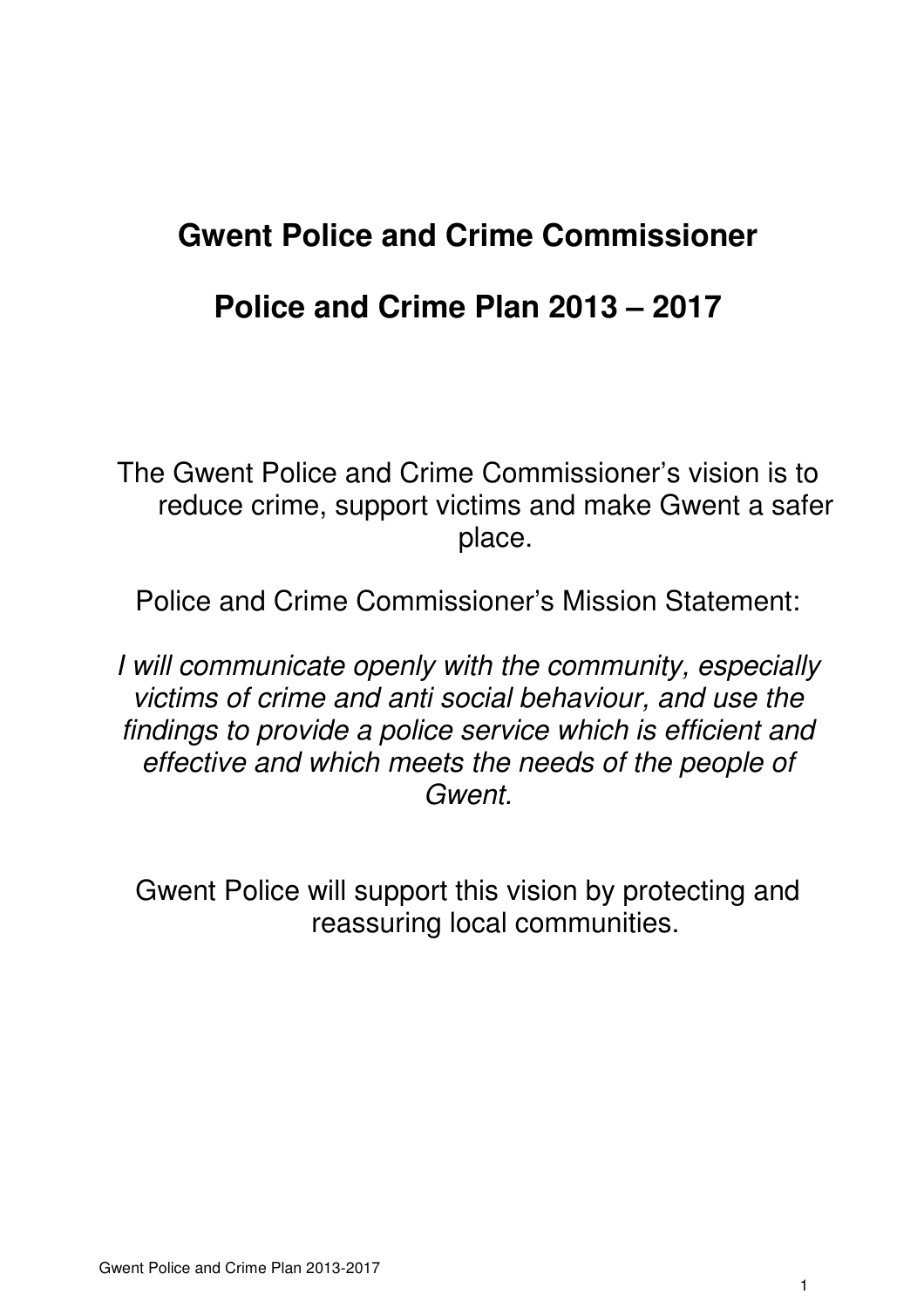# Gwent Police and Crime Commissioner

# Police and Crime Plan 2013 – 2017

The Gwent Police and Crime Commissioner's vision is to reduce crime, support victims and make Gwent a safer place.

Police and Crime Commissioner's Mission Statement:

*I will communicate openly with the community, especially victims of crime and anti social behaviour, and use the findings to provide a police service which is efficient and effective and which meets the needs of the people of Gwent.*

Gwent Police will support this vision by protecting and reassuring local communities.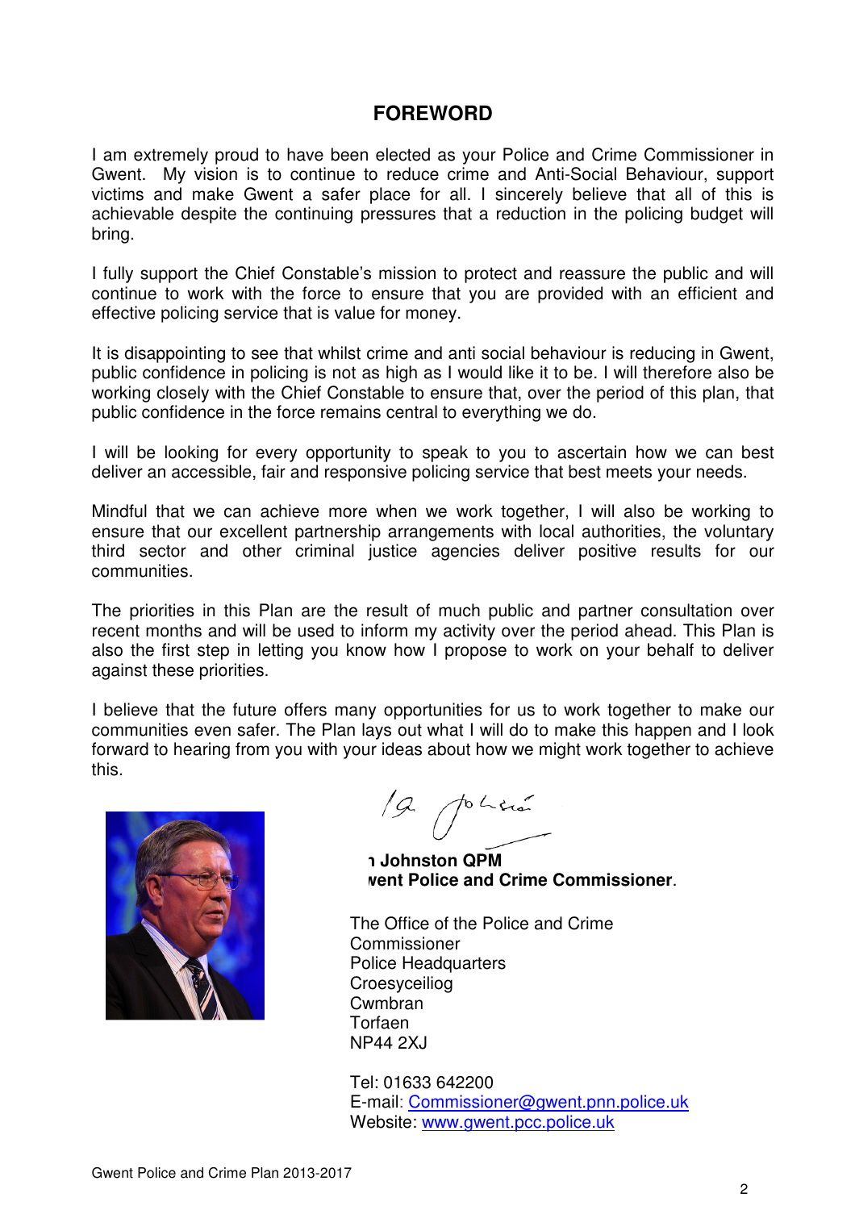# FOREWORD

I am extremely proud to have been elected as your Police and Crime Commissioner in Gwent. My vision is to continue to reduce crime and Anti-Social Behaviour, support victims and make Gwent a safer place for all. I sincerely believe that all of this is achievable despite the continuing pressures that a reduction in the policing budget will bring.

I fully support the Chief Constable's mission to protect and reassure the public and will continue to work with the force to ensure that you are provided with an efficient and effective policing service that is value for money.

It is disappointing to see that whilst crime and anti social behaviour is reducing in Gwent, public confidence in policing is not as high as I would like it to be. I will therefore also be working closely with the Chief Constable to ensure that, over the period of this plan, that public confidence in the force remains central to everything we do.

I will be looking for every opportunity to speak to you to ascertain how we can best deliver an accessible, fair and responsive policing service that best meets your needs.

Mindful that we can achieve more when we work together, I will also be working to ensure that our excellent partnership arrangements with local authorities, the voluntary third sector and other criminal justice agencies deliver positive results for our communities.

The priorities in this Plan are the result of much public and partner consultation over recent months and will be used to inform my activity over the period ahead. This Plan is also the first step in letting you know how I propose to work on your behalf to deliver against these priorities.

I believe that the future offers many opportunities for us to work together to make our communities even safer. The Plan lays out what I will do to make this happen and I look forward to hearing from you with your ideas about how we might work together to achieve this.

**n Johnston QPM**
**went Police and Crime Commissioner**.

The Office of the Police and Crime Commissioner
Police Headquarters
Croesyceiliog
Cwmbran
Torfaen
NP44 2XJ

Tel: 01633 642200
E-mail: Commissioner@gwent.pnn.police.uk
Website: www.gwent.pcc.police.uk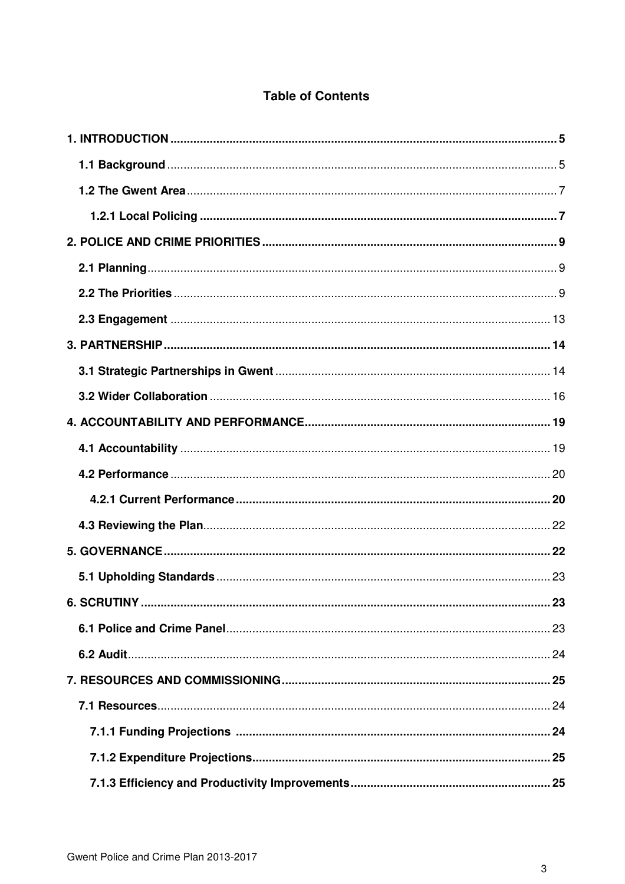# Table of Contents

**1. INTRODUCTION** .................................................................................................................... **5**

**1.1 Background** ...................................................................................................................... 5

**1.2 The Gwent Area** ................................................................................................................. 7

**1.2.1 Local Policing** ............................................................................................................ **7**

**2. POLICE AND CRIME PRIORITIES** ........................................................................................ **9**

**2.1 Planning** ............................................................................................................................ 9

**2.2 The Priorities** ..................................................................................................................... 9

**2.3 Engagement** .................................................................................................................... 13

**3. PARTNERSHIP** ..................................................................................................................... **14**

**3.1 Strategic Partnerships in Gwent** ..................................................................................... 14

**3.2 Wider Collaboration** ........................................................................................................ 16

**4. ACCOUNTABILITY AND PERFORMANCE** .......................................................................... **19**

**4.1 Accountability** .................................................................................................................. 19

**4.2 Performance** .................................................................................................................... 20

**4.2.1 Current Performance** ............................................................................................... **20**

**4.3 Reviewing the Plan** .......................................................................................................... 22

**5. GOVERNANCE** ..................................................................................................................... **22**

**5.1 Upholding Standards** ...................................................................................................... 23

**6. SCRUTINY** ............................................................................................................................ **23**

**6.1 Police and Crime Panel** ................................................................................................... 23

**6.2 Audit** ................................................................................................................................. 24

**7. RESOURCES AND COMMISSIONING** ................................................................................. **25**

**7.1 Resources** ........................................................................................................................ 24

**7.1.1 Funding Projections** ................................................................................................ **24**

**7.1.2 Expenditure Projections** ........................................................................................... **25**

**7.1.3 Efficiency and Productivity Improvements** ............................................................. **25**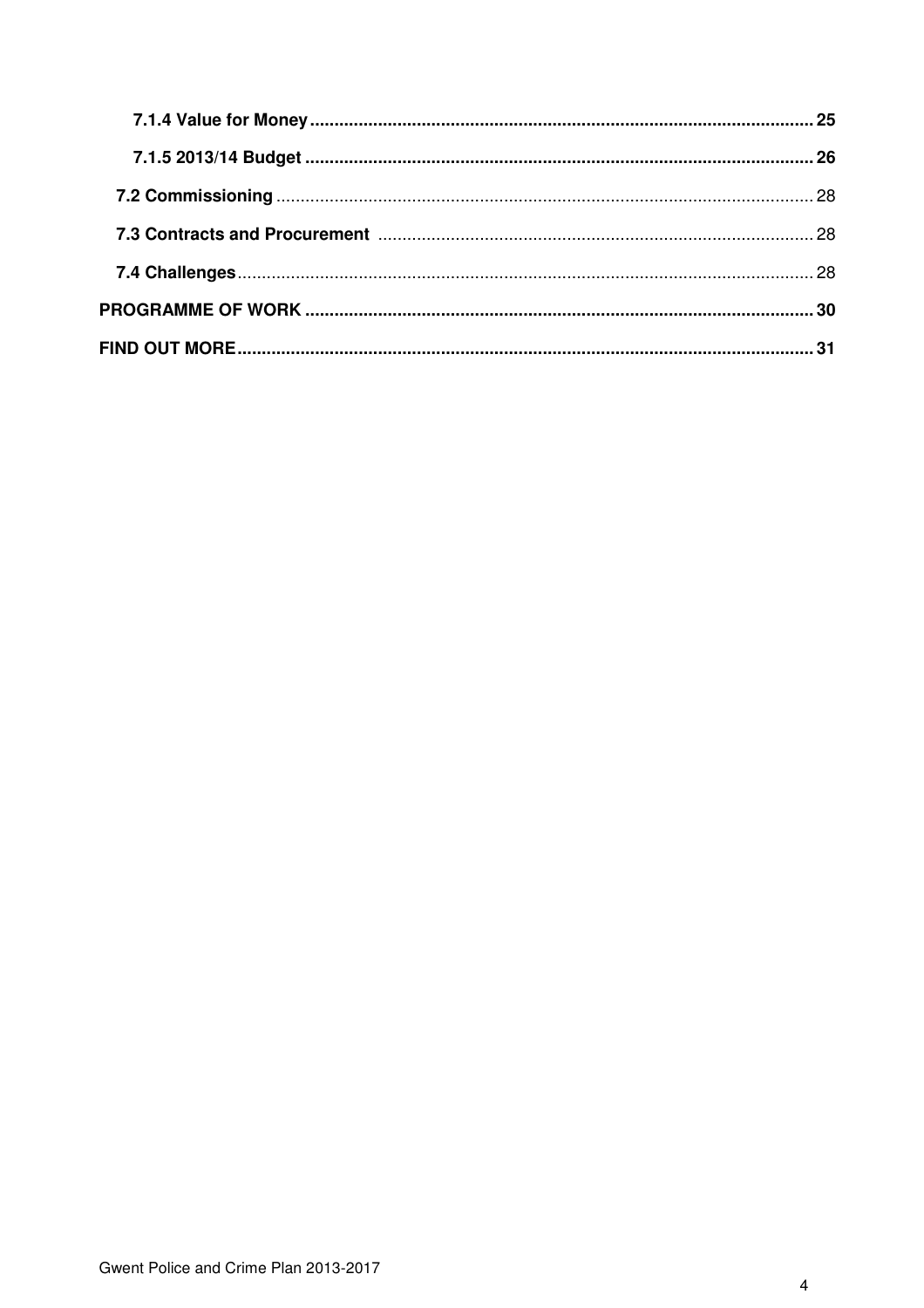**7.1.4 Value for Money** ........................................................................................................ **25**

**7.1.5 2013/14 Budget** ........................................................................................................ **26**

**7.2 Commissioning** ........................................................................................................ 28

**7.3 Contracts and Procurement** ........................................................................................................ 28

**7.4 Challenges** ........................................................................................................ 28

**PROGRAMME OF WORK** ........................................................................................................ **30**

**FIND OUT MORE** ........................................................................................................ **31**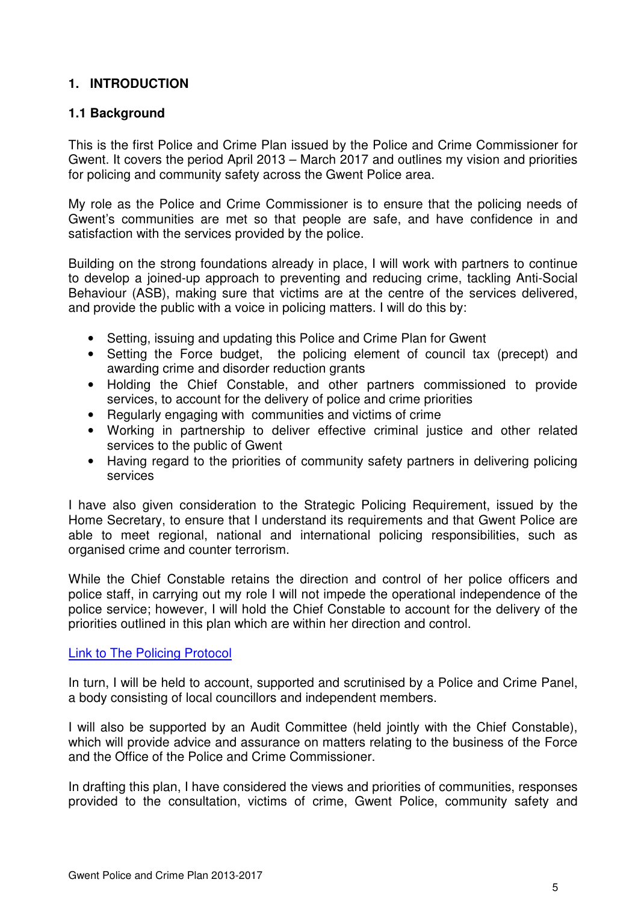# 1. INTRODUCTION

## 1.1 Background

This is the first Police and Crime Plan issued by the Police and Crime Commissioner for Gwent. It covers the period April 2013 – March 2017 and outlines my vision and priorities for policing and community safety across the Gwent Police area.

My role as the Police and Crime Commissioner is to ensure that the policing needs of Gwent's communities are met so that people are safe, and have confidence in and satisfaction with the services provided by the police.

Building on the strong foundations already in place, I will work with partners to continue to develop a joined-up approach to preventing and reducing crime, tackling Anti-Social Behaviour (ASB), making sure that victims are at the centre of the services delivered, and provide the public with a voice in policing matters. I will do this by:

- Setting, issuing and updating this Police and Crime Plan for Gwent
- Setting the Force budget, the policing element of council tax (precept) and awarding crime and disorder reduction grants
- Holding the Chief Constable, and other partners commissioned to provide services, to account for the delivery of police and crime priorities
- Regularly engaging with communities and victims of crime
- Working in partnership to deliver effective criminal justice and other related services to the public of Gwent
- Having regard to the priorities of community safety partners in delivering policing services

I have also given consideration to the Strategic Policing Requirement, issued by the Home Secretary, to ensure that I understand its requirements and that Gwent Police are able to meet regional, national and international policing responsibilities, such as organised crime and counter terrorism.

While the Chief Constable retains the direction and control of her police officers and police staff, in carrying out my role I will not impede the operational independence of the police service; however, I will hold the Chief Constable to account for the delivery of the priorities outlined in this plan which are within her direction and control.

Link to The Policing Protocol

In turn, I will be held to account, supported and scrutinised by a Police and Crime Panel, a body consisting of local councillors and independent members.

I will also be supported by an Audit Committee (held jointly with the Chief Constable), which will provide advice and assurance on matters relating to the business of the Force and the Office of the Police and Crime Commissioner.

In drafting this plan, I have considered the views and priorities of communities, responses provided to the consultation, victims of crime, Gwent Police, community safety and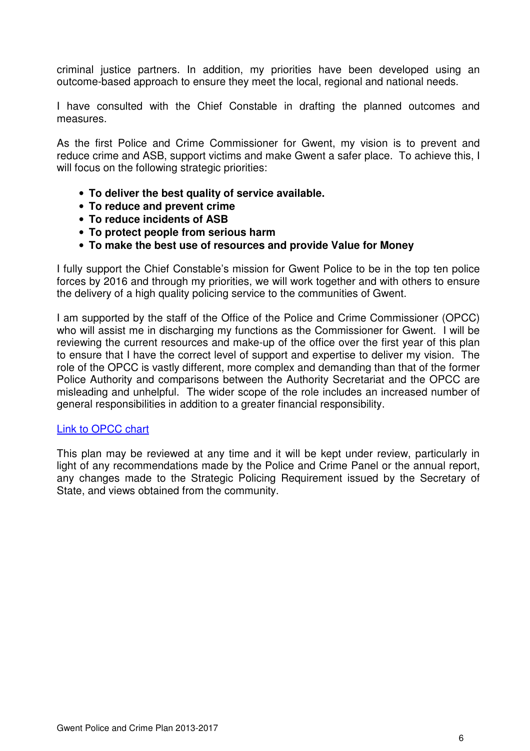criminal justice partners. In addition, my priorities have been developed using an outcome-based approach to ensure they meet the local, regional and national needs.

I have consulted with the Chief Constable in drafting the planned outcomes and measures.

As the first Police and Crime Commissioner for Gwent, my vision is to prevent and reduce crime and ASB, support victims and make Gwent a safer place. To achieve this, I will focus on the following strategic priorities:

- **To deliver the best quality of service available.**
- **To reduce and prevent crime**
- **To reduce incidents of ASB**
- **To protect people from serious harm**
- **To make the best use of resources and provide Value for Money**

I fully support the Chief Constable's mission for Gwent Police to be in the top ten police forces by 2016 and through my priorities, we will work together and with others to ensure the delivery of a high quality policing service to the communities of Gwent.

I am supported by the staff of the Office of the Police and Crime Commissioner (OPCC) who will assist me in discharging my functions as the Commissioner for Gwent. I will be reviewing the current resources and make-up of the office over the first year of this plan to ensure that I have the correct level of support and expertise to deliver my vision. The role of the OPCC is vastly different, more complex and demanding than that of the former Police Authority and comparisons between the Authority Secretariat and the OPCC are misleading and unhelpful. The wider scope of the role includes an increased number of general responsibilities in addition to a greater financial responsibility.

Link to OPCC chart

This plan may be reviewed at any time and it will be kept under review, particularly in light of any recommendations made by the Police and Crime Panel or the annual report, any changes made to the Strategic Policing Requirement issued by the Secretary of State, and views obtained from the community.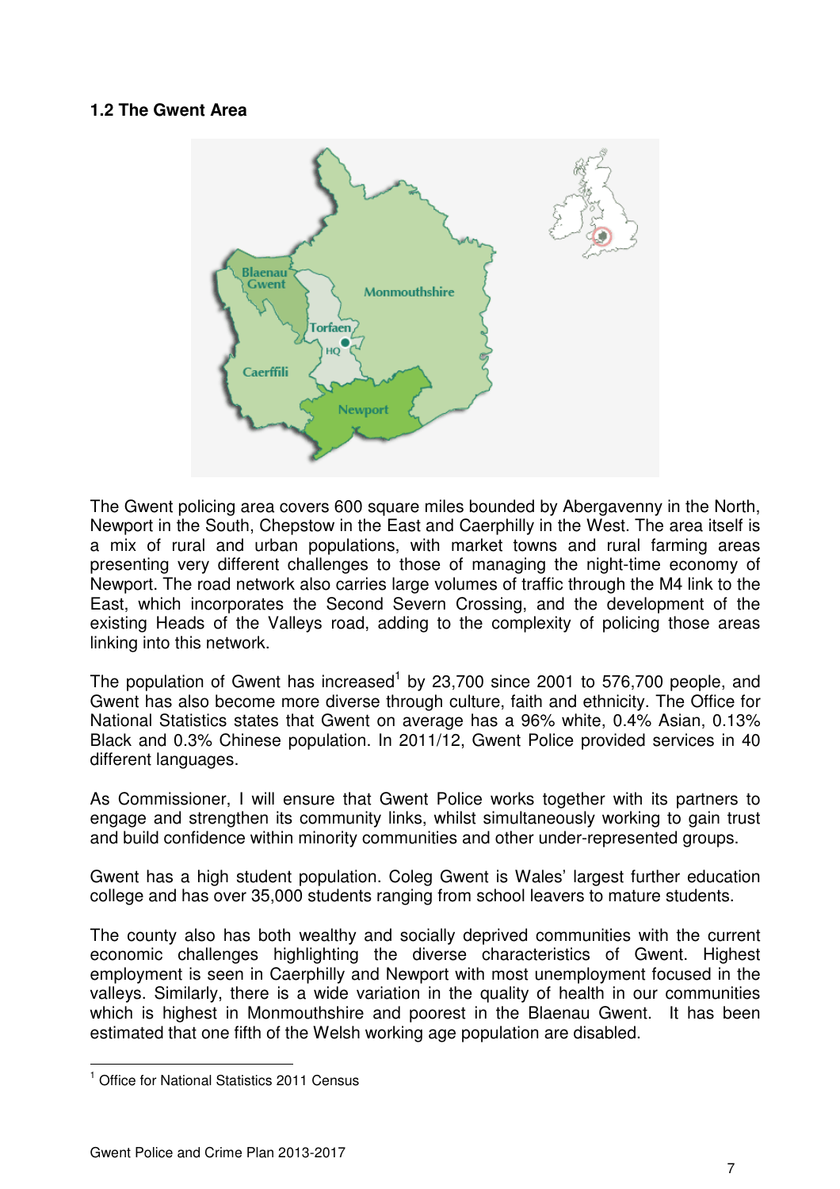### 1.2 The Gwent Area

The Gwent policing area covers 600 square miles bounded by Abergavenny in the North, Newport in the South, Chepstow in the East and Caerphilly in the West. The area itself is a mix of rural and urban populations, with market towns and rural farming areas presenting very different challenges to those of managing the night-time economy of Newport. The road network also carries large volumes of traffic through the M4 link to the East, which incorporates the Second Severn Crossing, and the development of the existing Heads of the Valleys road, adding to the complexity of policing those areas linking into this network.

The population of Gwent has increased[1] by 23,700 since 2001 to 576,700 people, and Gwent has also become more diverse through culture, faith and ethnicity. The Office for National Statistics states that Gwent on average has a 96% white, 0.4% Asian, 0.13% Black and 0.3% Chinese population. In 2011/12, Gwent Police provided services in 40 different languages.

As Commissioner, I will ensure that Gwent Police works together with its partners to engage and strengthen its community links, whilst simultaneously working to gain trust and build confidence within minority communities and other under-represented groups.

Gwent has a high student population. Coleg Gwent is Wales' largest further education college and has over 35,000 students ranging from school leavers to mature students.

The county also has both wealthy and socially deprived communities with the current economic challenges highlighting the diverse characteristics of Gwent. Highest employment is seen in Caerphilly and Newport with most unemployment focused in the valleys. Similarly, there is a wide variation in the quality of health in our communities which is highest in Monmouthshire and poorest in the Blaenau Gwent. It has been estimated that one fifth of the Welsh working age population are disabled.

[1] Office for National Statistics 2011 Census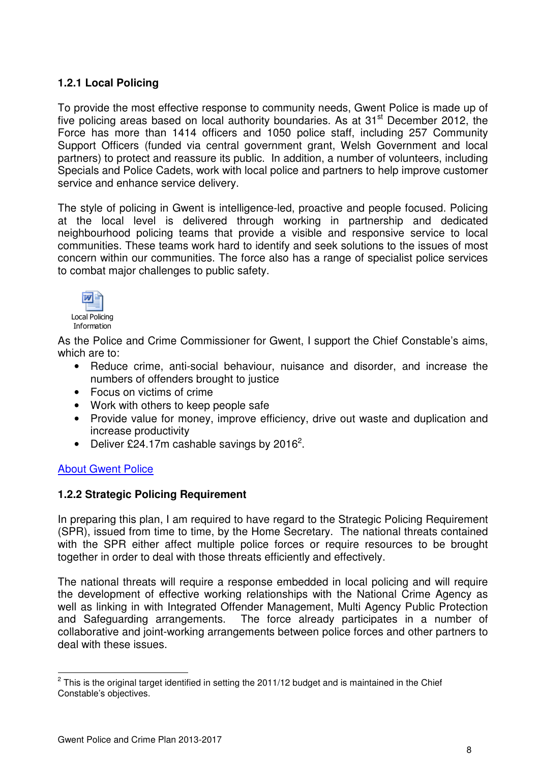### 1.2.1 Local Policing

To provide the most effective response to community needs, Gwent Police is made up of five policing areas based on local authority boundaries. As at 31st December 2012, the Force has more than 1414 officers and 1050 police staff, including 257 Community Support Officers (funded via central government grant, Welsh Government and local partners) to protect and reassure its public. In addition, a number of volunteers, including Specials and Police Cadets, work with local police and partners to help improve customer service and enhance service delivery.

The style of policing in Gwent is intelligence-led, proactive and people focused. Policing at the local level is delivered through working in partnership and dedicated neighbourhood policing teams that provide a visible and responsive service to local communities. These teams work hard to identify and seek solutions to the issues of most concern within our communities. The force also has a range of specialist police services to combat major challenges to public safety.

Local Policing Information

As the Police and Crime Commissioner for Gwent, I support the Chief Constable's aims, which are to:

- Reduce crime, anti-social behaviour, nuisance and disorder, and increase the numbers of offenders brought to justice
- Focus on victims of crime
- Work with others to keep people safe
- Provide value for money, improve efficiency, drive out waste and duplication and increase productivity
- Deliver £24.17m cashable savings by 2016[2].

About Gwent Police

### 1.2.2 Strategic Policing Requirement

In preparing this plan, I am required to have regard to the Strategic Policing Requirement (SPR), issued from time to time, by the Home Secretary. The national threats contained with the SPR either affect multiple police forces or require resources to be brought together in order to deal with those threats efficiently and effectively.

The national threats will require a response embedded in local policing and will require the development of effective working relationships with the National Crime Agency as well as linking in with Integrated Offender Management, Multi Agency Public Protection and Safeguarding arrangements. The force already participates in a number of collaborative and joint-working arrangements between police forces and other partners to deal with these issues.

[2] This is the original target identified in setting the 2011/12 budget and is maintained in the Chief Constable's objectives.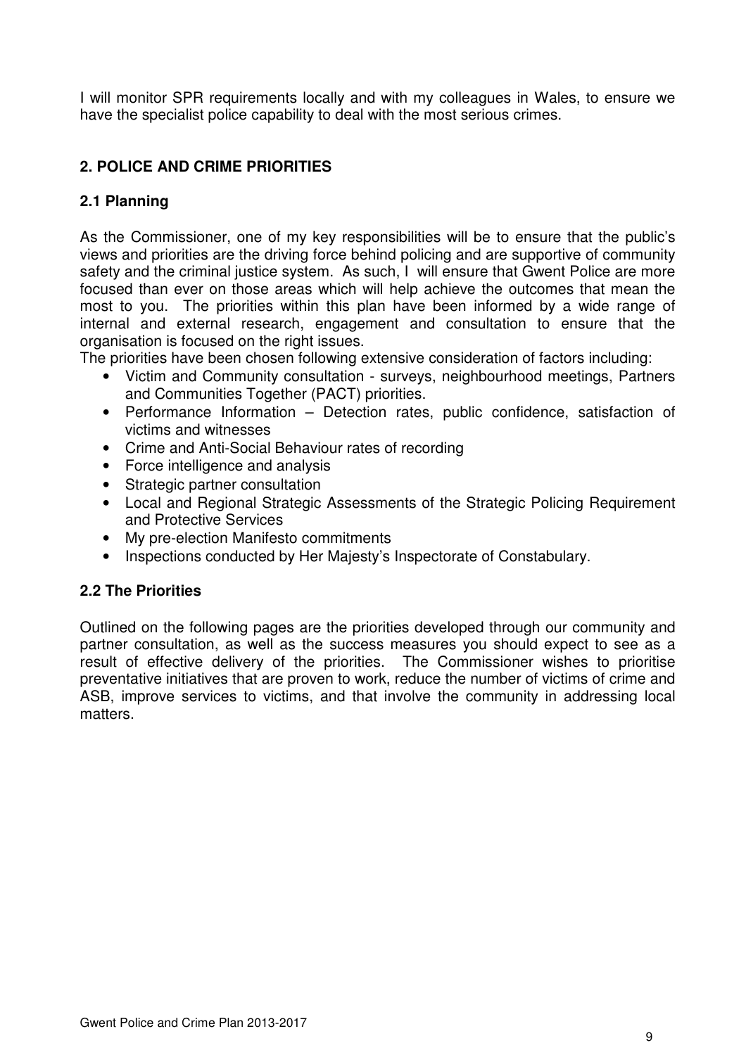I will monitor SPR requirements locally and with my colleagues in Wales, to ensure we have the specialist police capability to deal with the most serious crimes.

## 2. POLICE AND CRIME PRIORITIES

### 2.1 Planning

As the Commissioner, one of my key responsibilities will be to ensure that the public's views and priorities are the driving force behind policing and are supportive of community safety and the criminal justice system. As such, I will ensure that Gwent Police are more focused than ever on those areas which will help achieve the outcomes that mean the most to you. The priorities within this plan have been informed by a wide range of internal and external research, engagement and consultation to ensure that the organisation is focused on the right issues.

The priorities have been chosen following extensive consideration of factors including:

- Victim and Community consultation - surveys, neighbourhood meetings, Partners and Communities Together (PACT) priorities.
- Performance Information – Detection rates, public confidence, satisfaction of victims and witnesses
- Crime and Anti-Social Behaviour rates of recording
- Force intelligence and analysis
- Strategic partner consultation
- Local and Regional Strategic Assessments of the Strategic Policing Requirement and Protective Services
- My pre-election Manifesto commitments
- Inspections conducted by Her Majesty's Inspectorate of Constabulary.

### 2.2 The Priorities

Outlined on the following pages are the priorities developed through our community and partner consultation, as well as the success measures you should expect to see as a result of effective delivery of the priorities. The Commissioner wishes to prioritise preventative initiatives that are proven to work, reduce the number of victims of crime and ASB, improve services to victims, and that involve the community in addressing local matters.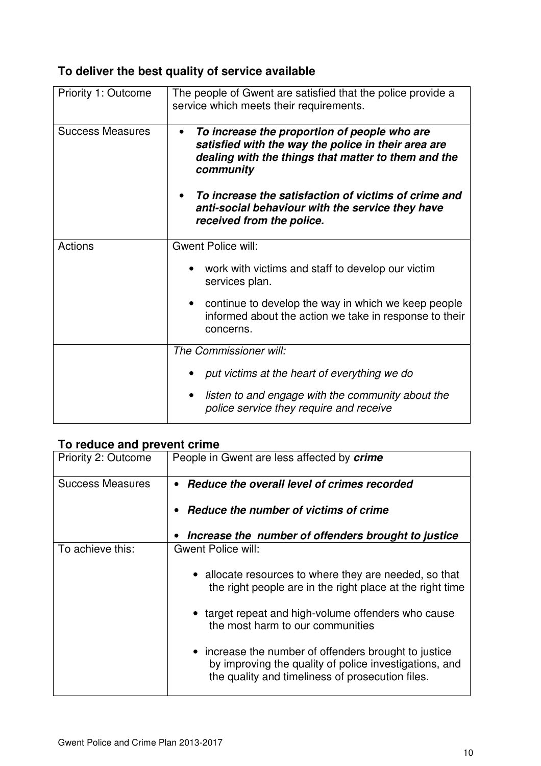## To deliver the best quality of service available

| Priority 1: Outcome | The people of Gwent are satisfied that the police provide a service which meets their requirements. |
|---|---|
| Success Measures | • ***To increase the proportion of people who are satisfied with the way the police in their area are dealing with the things that matter to them and the community***<br><br>• ***To increase the satisfaction of victims of crime and anti-social behaviour with the service they have received from the police.*** |
| Actions | Gwent Police will:<br><br>• work with victims and staff to develop our victim services plan.<br><br>• continue to develop the way in which we keep people informed about the action we take in response to their concerns. |
| | *The Commissioner will:*<br><br>• *put victims at the heart of everything we do*<br><br>• *listen to and engage with the community about the police service they require and receive* |

## To reduce and prevent crime

| Priority 2: Outcome | People in Gwent are less affected by ***crime*** |
|---|---|
| Success Measures | • ***Reduce the overall level of crimes recorded***<br><br>• ***Reduce the number of victims of crime***<br><br>• ***Increase the number of offenders brought to justice*** |
| To achieve this: | Gwent Police will:<br><br>• allocate resources to where they are needed, so that the right people are in the right place at the right time<br><br>• target repeat and high-volume offenders who cause the most harm to our communities<br><br>• increase the number of offenders brought to justice by improving the quality of police investigations, and the quality and timeliness of prosecution files. |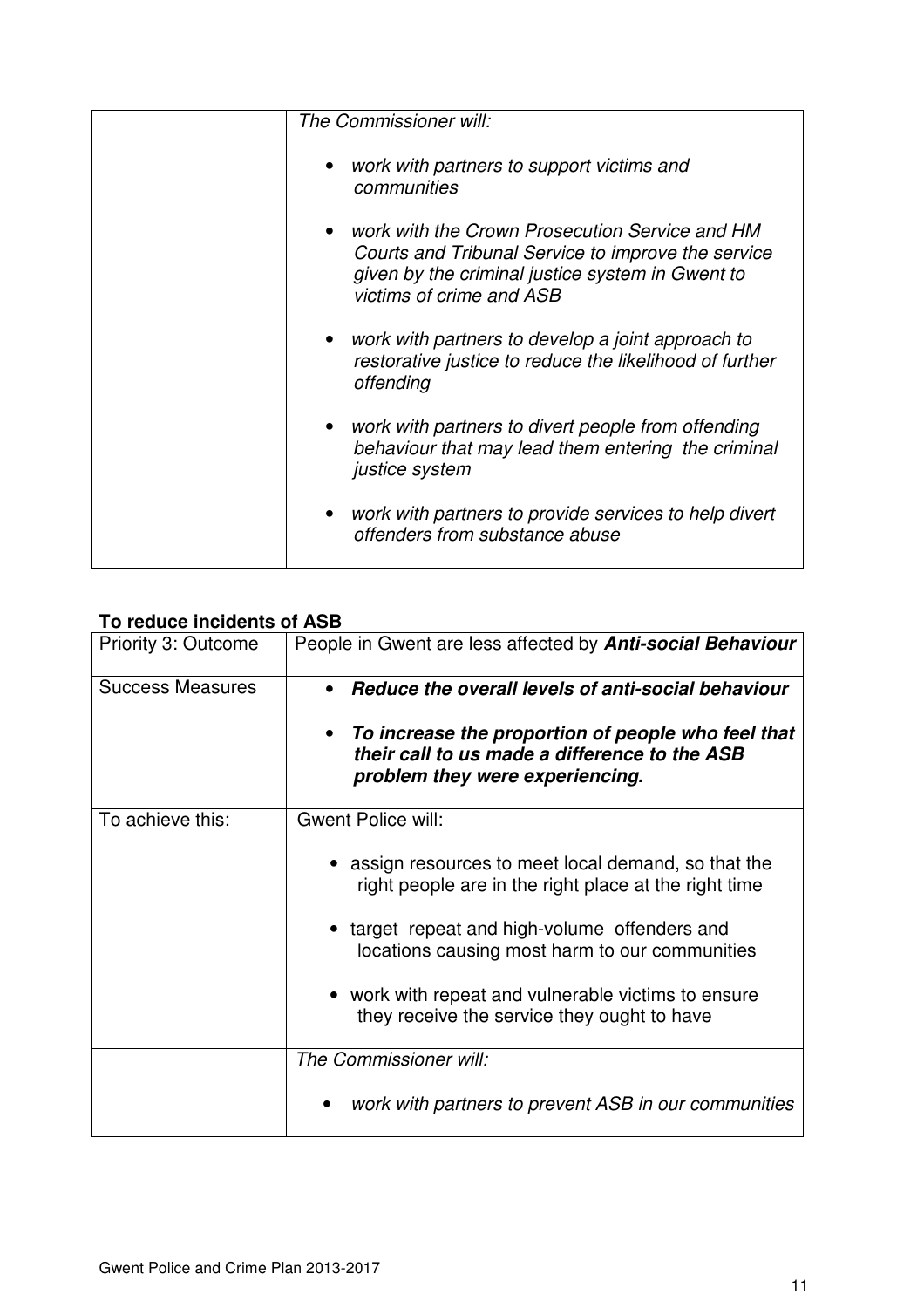| | |
|---|---|
| | *The Commissioner will:*<br><br>• *work with partners to support victims and communities*<br><br>• *work with the Crown Prosecution Service and HM Courts and Tribunal Service to improve the service given by the criminal justice system in Gwent to victims of crime and ASB*<br><br>• *work with partners to develop a joint approach to restorative justice to reduce the likelihood of further offending*<br><br>• *work with partners to divert people from offending behaviour that may lead them entering the criminal justice system*<br><br>• *work with partners to provide services to help divert offenders from substance abuse* |

**To reduce incidents of ASB**

| Priority 3: Outcome | People in Gwent are less affected by ***Anti-social Behaviour*** |
|---|---|
| Success Measures | • ***Reduce the overall levels of anti-social behaviour***<br><br>• ***To increase the proportion of people who feel that their call to us made a difference to the ASB problem they were experiencing.*** |
| To achieve this: | Gwent Police will:<br><br>• assign resources to meet local demand, so that the right people are in the right place at the right time<br><br>• target repeat and high-volume offenders and locations causing most harm to our communities<br><br>• work with repeat and vulnerable victims to ensure they receive the service they ought to have |
| | *The Commissioner will:*<br><br>• *work with partners to prevent ASB in our communities* |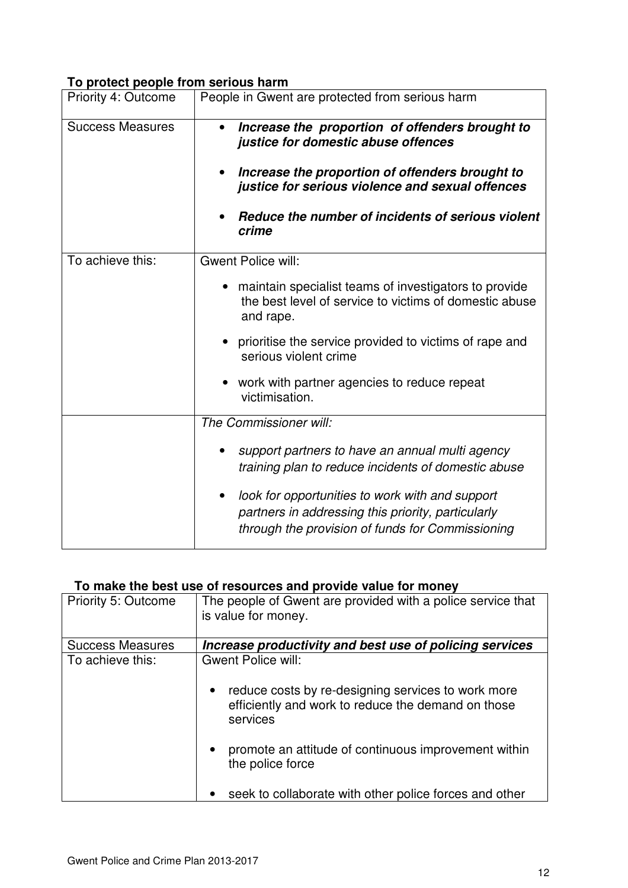**To protect people from serious harm**

| Priority 4: Outcome | People in Gwent are protected from serious harm |
|---|---|
| Success Measures | • ***Increase the proportion of offenders brought to justice for domestic abuse offences*** <br><br> • ***Increase the proportion of offenders brought to justice for serious violence and sexual offences*** <br><br> • ***Reduce the number of incidents of serious violent crime*** |
| To achieve this: | Gwent Police will: <br><br> • maintain specialist teams of investigators to provide the best level of service to victims of domestic abuse and rape. <br><br> • prioritise the service provided to victims of rape and serious violent crime <br><br> • work with partner agencies to reduce repeat victimisation. |
| | *The Commissioner will:* <br><br> • *support partners to have an annual multi agency training plan to reduce incidents of domestic abuse* <br><br> • *look for opportunities to work with and support partners in addressing this priority, particularly through the provision of funds for Commissioning* |

**To make the best use of resources and provide value for money**

| Priority 5: Outcome | The people of Gwent are provided with a police service that is value for money. |
|---|---|
| Success Measures | ***Increase productivity and best use of policing services*** |
| To achieve this: | Gwent Police will: <br><br> • reduce costs by re-designing services to work more efficiently and work to reduce the demand on those services <br><br> • promote an attitude of continuous improvement within the police force <br><br> • seek to collaborate with other police forces and other |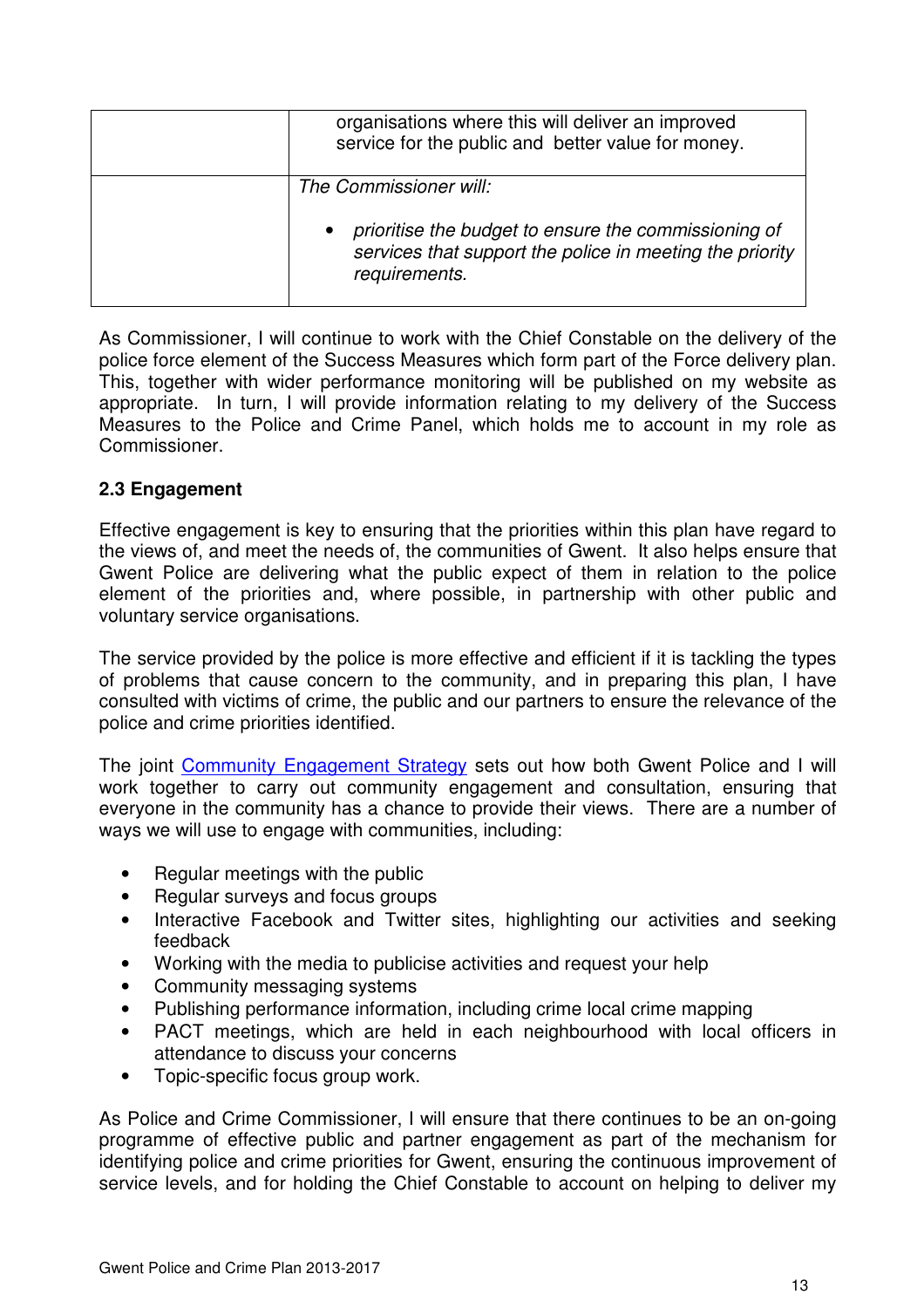|  |  |
|---|---|
|  | organisations where this will deliver an improved service for the public and better value for money. |
|  | *The Commissioner will:*<br><br>• *prioritise the budget to ensure the commissioning of services that support the police in meeting the priority requirements.* |

As Commissioner, I will continue to work with the Chief Constable on the delivery of the police force element of the Success Measures which form part of the Force delivery plan. This, together with wider performance monitoring will be published on my website as appropriate. In turn, I will provide information relating to my delivery of the Success Measures to the Police and Crime Panel, which holds me to account in my role as Commissioner.

**2.3 Engagement**

Effective engagement is key to ensuring that the priorities within this plan have regard to the views of, and meet the needs of, the communities of Gwent. It also helps ensure that Gwent Police are delivering what the public expect of them in relation to the police element of the priorities and, where possible, in partnership with other public and voluntary service organisations.

The service provided by the police is more effective and efficient if it is tackling the types of problems that cause concern to the community, and in preparing this plan, I have consulted with victims of crime, the public and our partners to ensure the relevance of the police and crime priorities identified.

The joint Community Engagement Strategy sets out how both Gwent Police and I will work together to carry out community engagement and consultation, ensuring that everyone in the community has a chance to provide their views. There are a number of ways we will use to engage with communities, including:

- Regular meetings with the public
- Regular surveys and focus groups
- Interactive Facebook and Twitter sites, highlighting our activities and seeking feedback
- Working with the media to publicise activities and request your help
- Community messaging systems
- Publishing performance information, including crime local crime mapping
- PACT meetings, which are held in each neighbourhood with local officers in attendance to discuss your concerns
- Topic-specific focus group work.

As Police and Crime Commissioner, I will ensure that there continues to be an on-going programme of effective public and partner engagement as part of the mechanism for identifying police and crime priorities for Gwent, ensuring the continuous improvement of service levels, and for holding the Chief Constable to account on helping to deliver my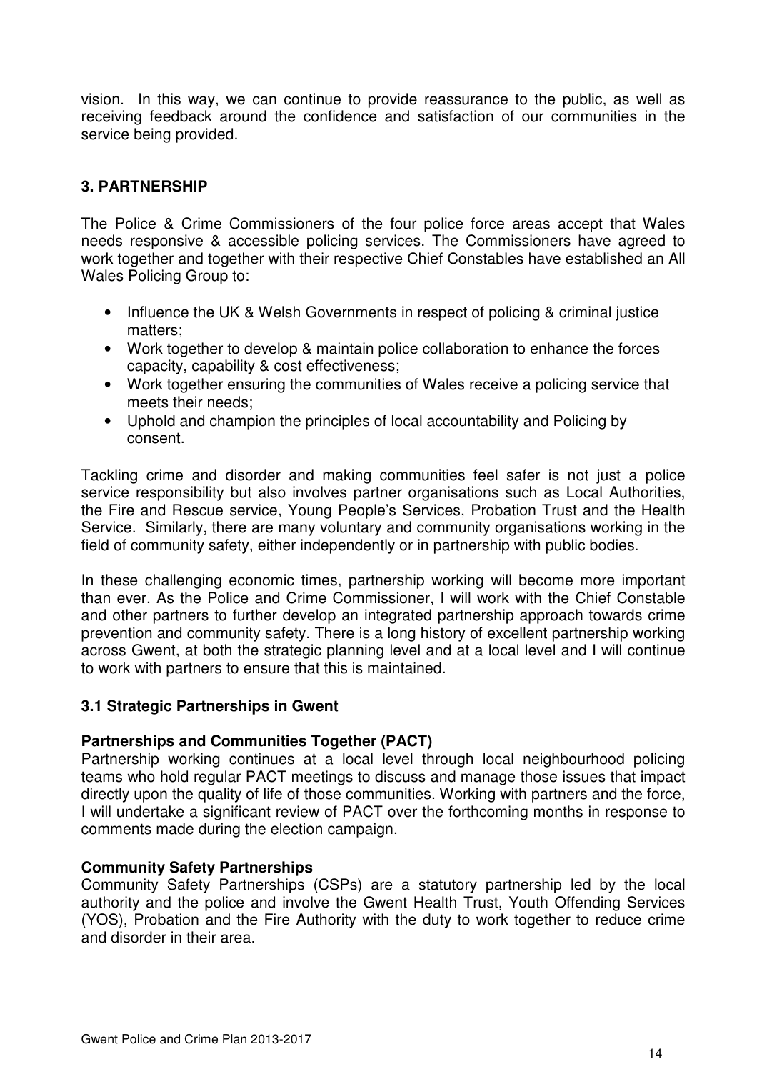vision. In this way, we can continue to provide reassurance to the public, as well as receiving feedback around the confidence and satisfaction of our communities in the service being provided.

## 3. PARTNERSHIP

The Police & Crime Commissioners of the four police force areas accept that Wales needs responsive & accessible policing services. The Commissioners have agreed to work together and together with their respective Chief Constables have established an All Wales Policing Group to:

- Influence the UK & Welsh Governments in respect of policing & criminal justice matters;
- Work together to develop & maintain police collaboration to enhance the forces capacity, capability & cost effectiveness;
- Work together ensuring the communities of Wales receive a policing service that meets their needs;
- Uphold and champion the principles of local accountability and Policing by consent.

Tackling crime and disorder and making communities feel safer is not just a police service responsibility but also involves partner organisations such as Local Authorities, the Fire and Rescue service, Young People's Services, Probation Trust and the Health Service. Similarly, there are many voluntary and community organisations working in the field of community safety, either independently or in partnership with public bodies.

In these challenging economic times, partnership working will become more important than ever. As the Police and Crime Commissioner, I will work with the Chief Constable and other partners to further develop an integrated partnership approach towards crime prevention and community safety. There is a long history of excellent partnership working across Gwent, at both the strategic planning level and at a local level and I will continue to work with partners to ensure that this is maintained.

### 3.1 Strategic Partnerships in Gwent

**Partnerships and Communities Together (PACT)**

Partnership working continues at a local level through local neighbourhood policing teams who hold regular PACT meetings to discuss and manage those issues that impact directly upon the quality of life of those communities. Working with partners and the force, I will undertake a significant review of PACT over the forthcoming months in response to comments made during the election campaign.

**Community Safety Partnerships**

Community Safety Partnerships (CSPs) are a statutory partnership led by the local authority and the police and involve the Gwent Health Trust, Youth Offending Services (YOS), Probation and the Fire Authority with the duty to work together to reduce crime and disorder in their area.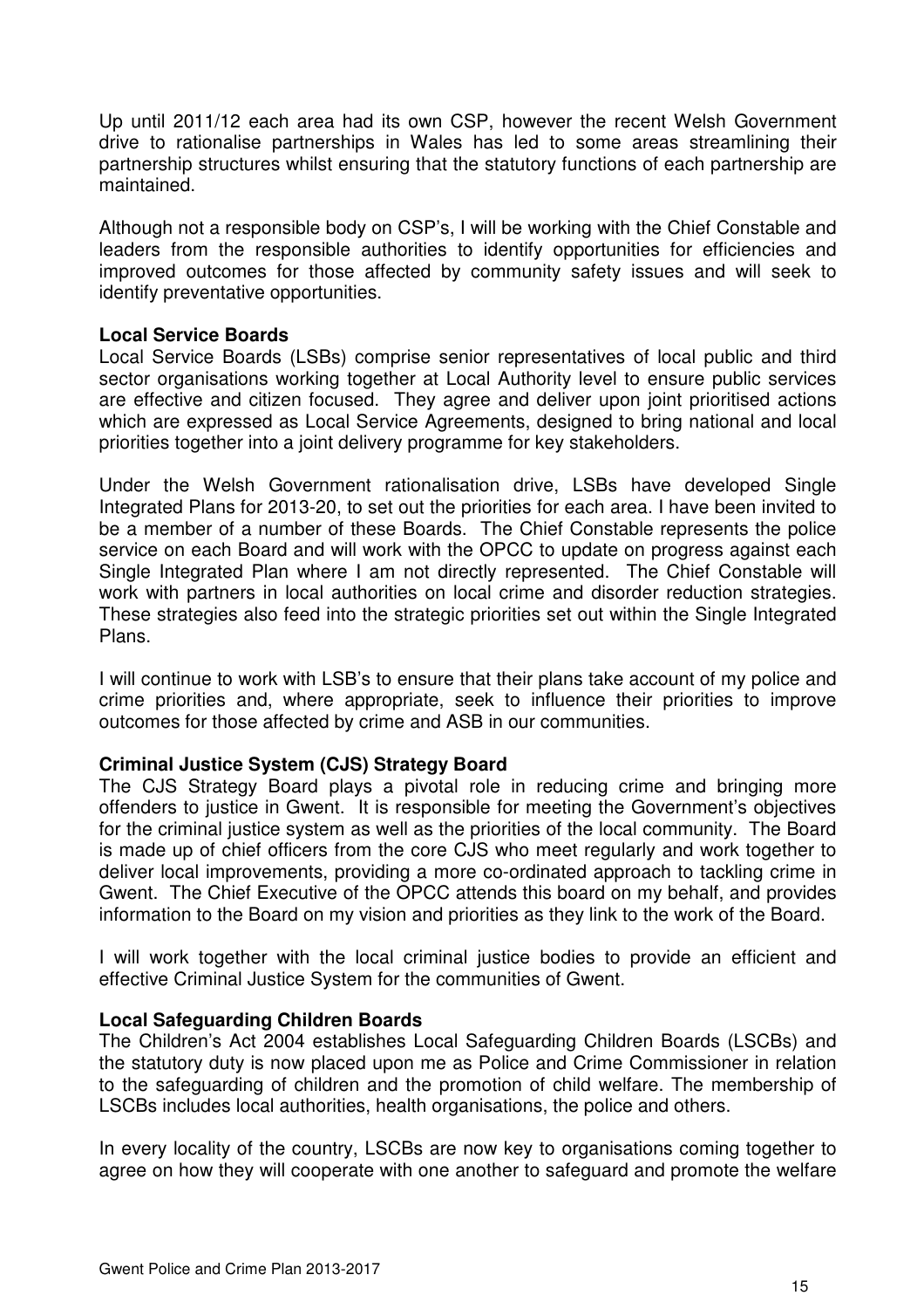Up until 2011/12 each area had its own CSP, however the recent Welsh Government drive to rationalise partnerships in Wales has led to some areas streamlining their partnership structures whilst ensuring that the statutory functions of each partnership are maintained.

Although not a responsible body on CSP's, I will be working with the Chief Constable and leaders from the responsible authorities to identify opportunities for efficiencies and improved outcomes for those affected by community safety issues and will seek to identify preventative opportunities.

**Local Service Boards**

Local Service Boards (LSBs) comprise senior representatives of local public and third sector organisations working together at Local Authority level to ensure public services are effective and citizen focused. They agree and deliver upon joint prioritised actions which are expressed as Local Service Agreements, designed to bring national and local priorities together into a joint delivery programme for key stakeholders.

Under the Welsh Government rationalisation drive, LSBs have developed Single Integrated Plans for 2013-20, to set out the priorities for each area. I have been invited to be a member of a number of these Boards. The Chief Constable represents the police service on each Board and will work with the OPCC to update on progress against each Single Integrated Plan where I am not directly represented. The Chief Constable will work with partners in local authorities on local crime and disorder reduction strategies. These strategies also feed into the strategic priorities set out within the Single Integrated Plans.

I will continue to work with LSB's to ensure that their plans take account of my police and crime priorities and, where appropriate, seek to influence their priorities to improve outcomes for those affected by crime and ASB in our communities.

**Criminal Justice System (CJS) Strategy Board**

The CJS Strategy Board plays a pivotal role in reducing crime and bringing more offenders to justice in Gwent. It is responsible for meeting the Government's objectives for the criminal justice system as well as the priorities of the local community. The Board is made up of chief officers from the core CJS who meet regularly and work together to deliver local improvements, providing a more co-ordinated approach to tackling crime in Gwent. The Chief Executive of the OPCC attends this board on my behalf, and provides information to the Board on my vision and priorities as they link to the work of the Board.

I will work together with the local criminal justice bodies to provide an efficient and effective Criminal Justice System for the communities of Gwent.

**Local Safeguarding Children Boards**

The Children's Act 2004 establishes Local Safeguarding Children Boards (LSCBs) and the statutory duty is now placed upon me as Police and Crime Commissioner in relation to the safeguarding of children and the promotion of child welfare. The membership of LSCBs includes local authorities, health organisations, the police and others.

In every locality of the country, LSCBs are now key to organisations coming together to agree on how they will cooperate with one another to safeguard and promote the welfare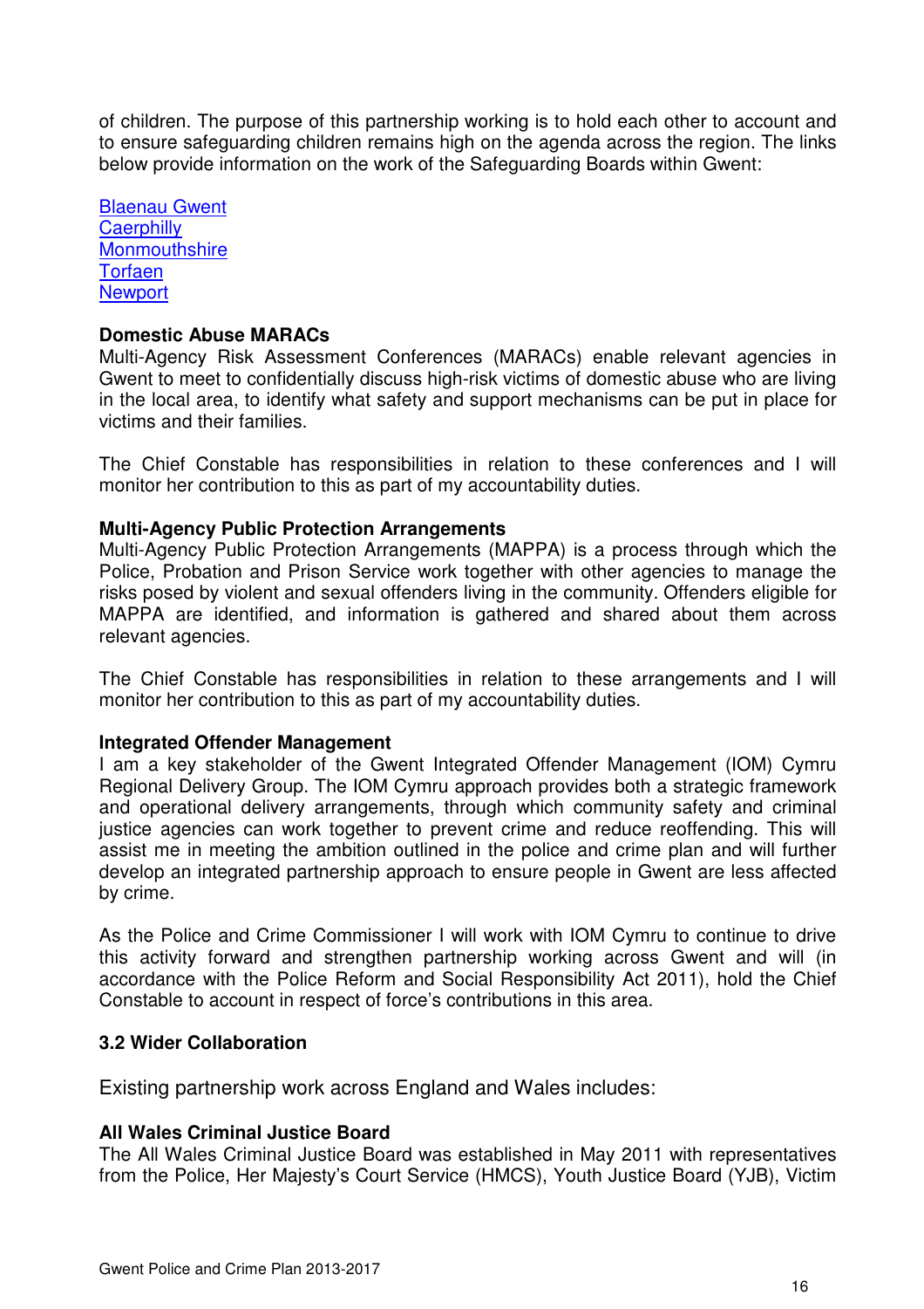of children. The purpose of this partnership working is to hold each other to account and to ensure safeguarding children remains high on the agenda across the region. The links below provide information on the work of the Safeguarding Boards within Gwent:

Blaenau Gwent
Caerphilly
Monmouthshire
Torfaen
Newport

**Domestic Abuse MARACs**
Multi-Agency Risk Assessment Conferences (MARACs) enable relevant agencies in Gwent to meet to confidentially discuss high-risk victims of domestic abuse who are living in the local area, to identify what safety and support mechanisms can be put in place for victims and their families.

The Chief Constable has responsibilities in relation to these conferences and I will monitor her contribution to this as part of my accountability duties.

**Multi-Agency Public Protection Arrangements**
Multi-Agency Public Protection Arrangements (MAPPA) is a process through which the Police, Probation and Prison Service work together with other agencies to manage the risks posed by violent and sexual offenders living in the community. Offenders eligible for MAPPA are identified, and information is gathered and shared about them across relevant agencies.

The Chief Constable has responsibilities in relation to these arrangements and I will monitor her contribution to this as part of my accountability duties.

**Integrated Offender Management**
I am a key stakeholder of the Gwent Integrated Offender Management (IOM) Cymru Regional Delivery Group. The IOM Cymru approach provides both a strategic framework and operational delivery arrangements, through which community safety and criminal justice agencies can work together to prevent crime and reduce reoffending. This will assist me in meeting the ambition outlined in the police and crime plan and will further develop an integrated partnership approach to ensure people in Gwent are less affected by crime.

As the Police and Crime Commissioner I will work with IOM Cymru to continue to drive this activity forward and strengthen partnership working across Gwent and will (in accordance with the Police Reform and Social Responsibility Act 2011), hold the Chief Constable to account in respect of force's contributions in this area.

### 3.2 Wider Collaboration

Existing partnership work across England and Wales includes:

**All Wales Criminal Justice Board**
The All Wales Criminal Justice Board was established in May 2011 with representatives from the Police, Her Majesty's Court Service (HMCS), Youth Justice Board (YJB), Victim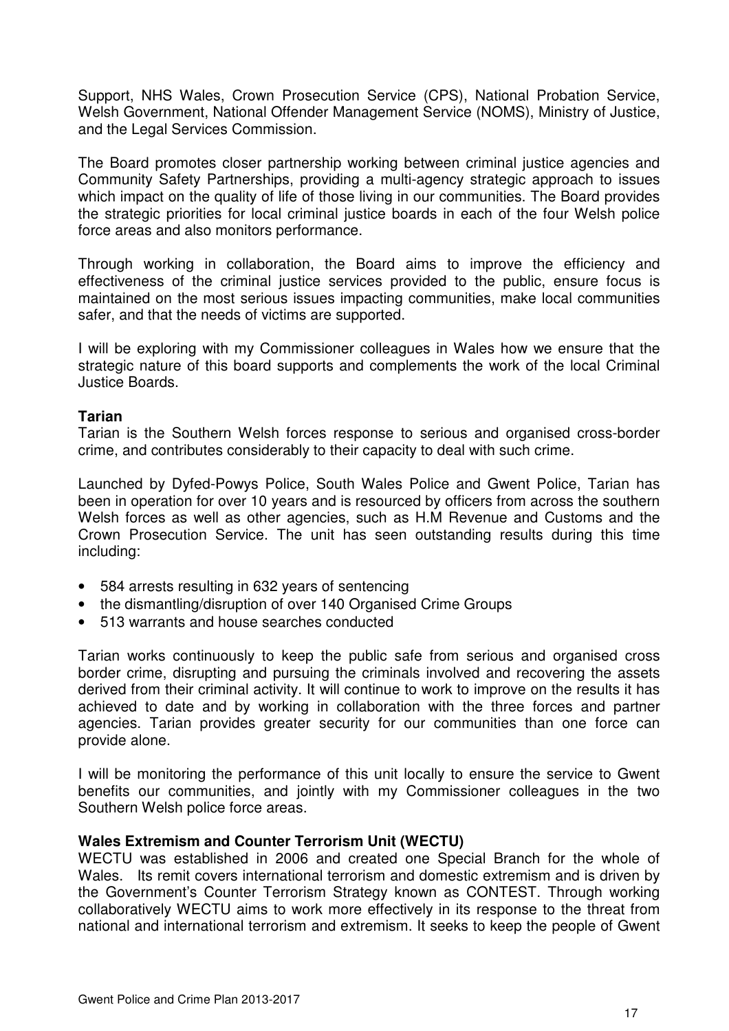Support, NHS Wales, Crown Prosecution Service (CPS), National Probation Service, Welsh Government, National Offender Management Service (NOMS), Ministry of Justice, and the Legal Services Commission.

The Board promotes closer partnership working between criminal justice agencies and Community Safety Partnerships, providing a multi-agency strategic approach to issues which impact on the quality of life of those living in our communities. The Board provides the strategic priorities for local criminal justice boards in each of the four Welsh police force areas and also monitors performance.

Through working in collaboration, the Board aims to improve the efficiency and effectiveness of the criminal justice services provided to the public, ensure focus is maintained on the most serious issues impacting communities, make local communities safer, and that the needs of victims are supported.

I will be exploring with my Commissioner colleagues in Wales how we ensure that the strategic nature of this board supports and complements the work of the local Criminal Justice Boards.

**Tarian**

Tarian is the Southern Welsh forces response to serious and organised cross-border crime, and contributes considerably to their capacity to deal with such crime.

Launched by Dyfed-Powys Police, South Wales Police and Gwent Police, Tarian has been in operation for over 10 years and is resourced by officers from across the southern Welsh forces as well as other agencies, such as H.M Revenue and Customs and the Crown Prosecution Service. The unit has seen outstanding results during this time including:

- 584 arrests resulting in 632 years of sentencing
- the dismantling/disruption of over 140 Organised Crime Groups
- 513 warrants and house searches conducted

Tarian works continuously to keep the public safe from serious and organised cross border crime, disrupting and pursuing the criminals involved and recovering the assets derived from their criminal activity. It will continue to work to improve on the results it has achieved to date and by working in collaboration with the three forces and partner agencies. Tarian provides greater security for our communities than one force can provide alone.

I will be monitoring the performance of this unit locally to ensure the service to Gwent benefits our communities, and jointly with my Commissioner colleagues in the two Southern Welsh police force areas.

**Wales Extremism and Counter Terrorism Unit (WECTU)**

WECTU was established in 2006 and created one Special Branch for the whole of Wales. Its remit covers international terrorism and domestic extremism and is driven by the Government's Counter Terrorism Strategy known as CONTEST. Through working collaboratively WECTU aims to work more effectively in its response to the threat from national and international terrorism and extremism. It seeks to keep the people of Gwent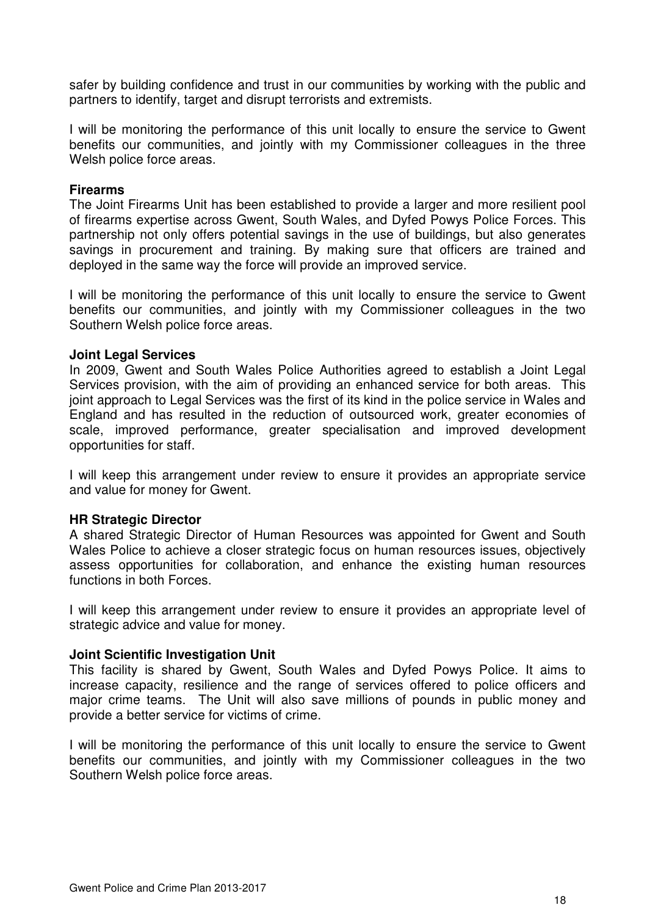safer by building confidence and trust in our communities by working with the public and partners to identify, target and disrupt terrorists and extremists.

I will be monitoring the performance of this unit locally to ensure the service to Gwent benefits our communities, and jointly with my Commissioner colleagues in the three Welsh police force areas.

**Firearms**

The Joint Firearms Unit has been established to provide a larger and more resilient pool of firearms expertise across Gwent, South Wales, and Dyfed Powys Police Forces. This partnership not only offers potential savings in the use of buildings, but also generates savings in procurement and training. By making sure that officers are trained and deployed in the same way the force will provide an improved service.

I will be monitoring the performance of this unit locally to ensure the service to Gwent benefits our communities, and jointly with my Commissioner colleagues in the two Southern Welsh police force areas.

**Joint Legal Services**

In 2009, Gwent and South Wales Police Authorities agreed to establish a Joint Legal Services provision, with the aim of providing an enhanced service for both areas. This joint approach to Legal Services was the first of its kind in the police service in Wales and England and has resulted in the reduction of outsourced work, greater economies of scale, improved performance, greater specialisation and improved development opportunities for staff.

I will keep this arrangement under review to ensure it provides an appropriate service and value for money for Gwent.

**HR Strategic Director**

A shared Strategic Director of Human Resources was appointed for Gwent and South Wales Police to achieve a closer strategic focus on human resources issues, objectively assess opportunities for collaboration, and enhance the existing human resources functions in both Forces.

I will keep this arrangement under review to ensure it provides an appropriate level of strategic advice and value for money.

**Joint Scientific Investigation Unit**

This facility is shared by Gwent, South Wales and Dyfed Powys Police. It aims to increase capacity, resilience and the range of services offered to police officers and major crime teams. The Unit will also save millions of pounds in public money and provide a better service for victims of crime.

I will be monitoring the performance of this unit locally to ensure the service to Gwent benefits our communities, and jointly with my Commissioner colleagues in the two Southern Welsh police force areas.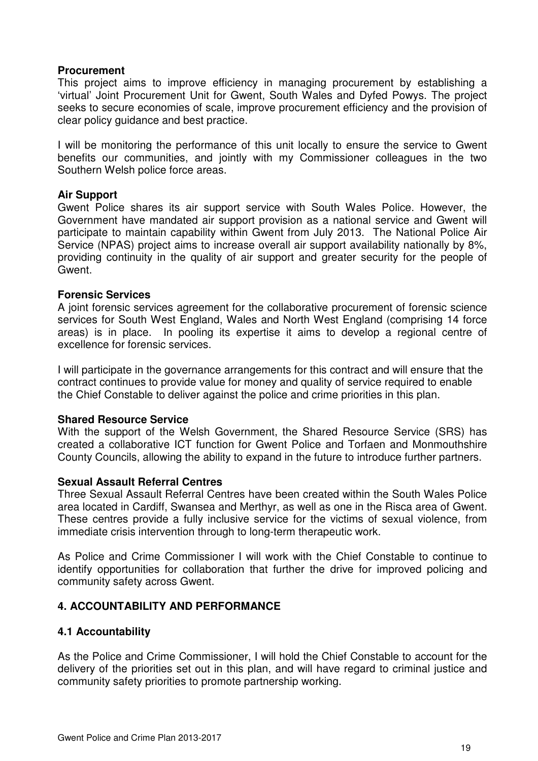**Procurement**

This project aims to improve efficiency in managing procurement by establishing a 'virtual' Joint Procurement Unit for Gwent, South Wales and Dyfed Powys. The project seeks to secure economies of scale, improve procurement efficiency and the provision of clear policy guidance and best practice.

I will be monitoring the performance of this unit locally to ensure the service to Gwent benefits our communities, and jointly with my Commissioner colleagues in the two Southern Welsh police force areas.

**Air Support**

Gwent Police shares its air support service with South Wales Police. However, the Government have mandated air support provision as a national service and Gwent will participate to maintain capability within Gwent from July 2013. The National Police Air Service (NPAS) project aims to increase overall air support availability nationally by 8%, providing continuity in the quality of air support and greater security for the people of Gwent.

**Forensic Services**

A joint forensic services agreement for the collaborative procurement of forensic science services for South West England, Wales and North West England (comprising 14 force areas) is in place. In pooling its expertise it aims to develop a regional centre of excellence for forensic services.

I will participate in the governance arrangements for this contract and will ensure that the contract continues to provide value for money and quality of service required to enable the Chief Constable to deliver against the police and crime priorities in this plan.

**Shared Resource Service**

With the support of the Welsh Government, the Shared Resource Service (SRS) has created a collaborative ICT function for Gwent Police and Torfaen and Monmouthshire County Councils, allowing the ability to expand in the future to introduce further partners.

**Sexual Assault Referral Centres**

Three Sexual Assault Referral Centres have been created within the South Wales Police area located in Cardiff, Swansea and Merthyr, as well as one in the Risca area of Gwent. These centres provide a fully inclusive service for the victims of sexual violence, from immediate crisis intervention through to long-term therapeutic work.

As Police and Crime Commissioner I will work with the Chief Constable to continue to identify opportunities for collaboration that further the drive for improved policing and community safety across Gwent.

## 4. ACCOUNTABILITY AND PERFORMANCE

### 4.1 Accountability

As the Police and Crime Commissioner, I will hold the Chief Constable to account for the delivery of the priorities set out in this plan, and will have regard to criminal justice and community safety priorities to promote partnership working.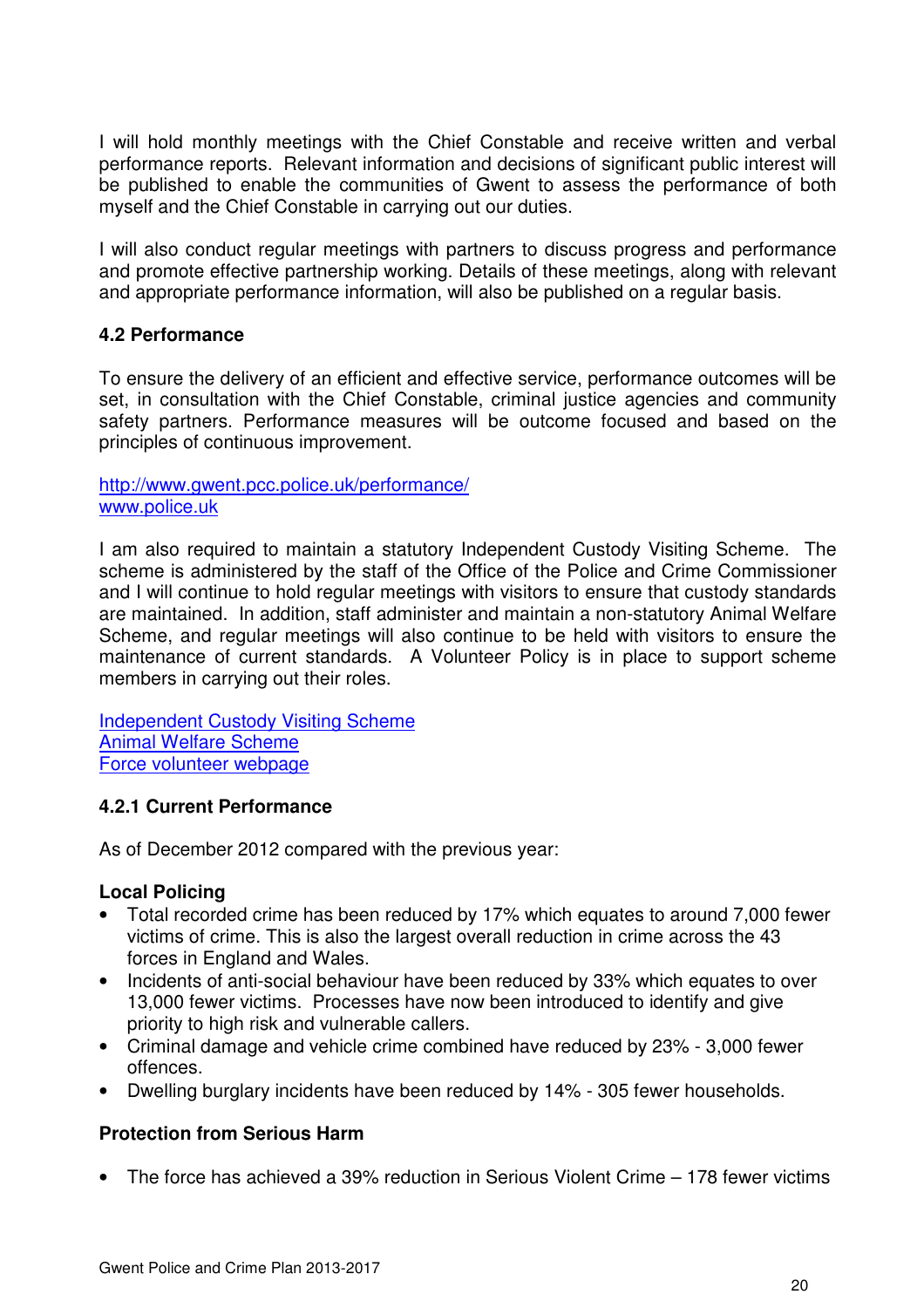I will hold monthly meetings with the Chief Constable and receive written and verbal performance reports. Relevant information and decisions of significant public interest will be published to enable the communities of Gwent to assess the performance of both myself and the Chief Constable in carrying out our duties.

I will also conduct regular meetings with partners to discuss progress and performance and promote effective partnership working. Details of these meetings, along with relevant and appropriate performance information, will also be published on a regular basis.

### 4.2 Performance

To ensure the delivery of an efficient and effective service, performance outcomes will be set, in consultation with the Chief Constable, criminal justice agencies and community safety partners. Performance measures will be outcome focused and based on the principles of continuous improvement.

http://www.gwent.pcc.police.uk/performance/
www.police.uk

I am also required to maintain a statutory Independent Custody Visiting Scheme. The scheme is administered by the staff of the Office of the Police and Crime Commissioner and I will continue to hold regular meetings with visitors to ensure that custody standards are maintained. In addition, staff administer and maintain a non-statutory Animal Welfare Scheme, and regular meetings will also continue to be held with visitors to ensure the maintenance of current standards. A Volunteer Policy is in place to support scheme members in carrying out their roles.

Independent Custody Visiting Scheme
Animal Welfare Scheme
Force volunteer webpage

#### 4.2.1 Current Performance

As of December 2012 compared with the previous year:

**Local Policing**

- Total recorded crime has been reduced by 17% which equates to around 7,000 fewer victims of crime. This is also the largest overall reduction in crime across the 43 forces in England and Wales.
- Incidents of anti-social behaviour have been reduced by 33% which equates to over 13,000 fewer victims. Processes have now been introduced to identify and give priority to high risk and vulnerable callers.
- Criminal damage and vehicle crime combined have reduced by 23% - 3,000 fewer offences.
- Dwelling burglary incidents have been reduced by 14% - 305 fewer households.

**Protection from Serious Harm**

- The force has achieved a 39% reduction in Serious Violent Crime – 178 fewer victims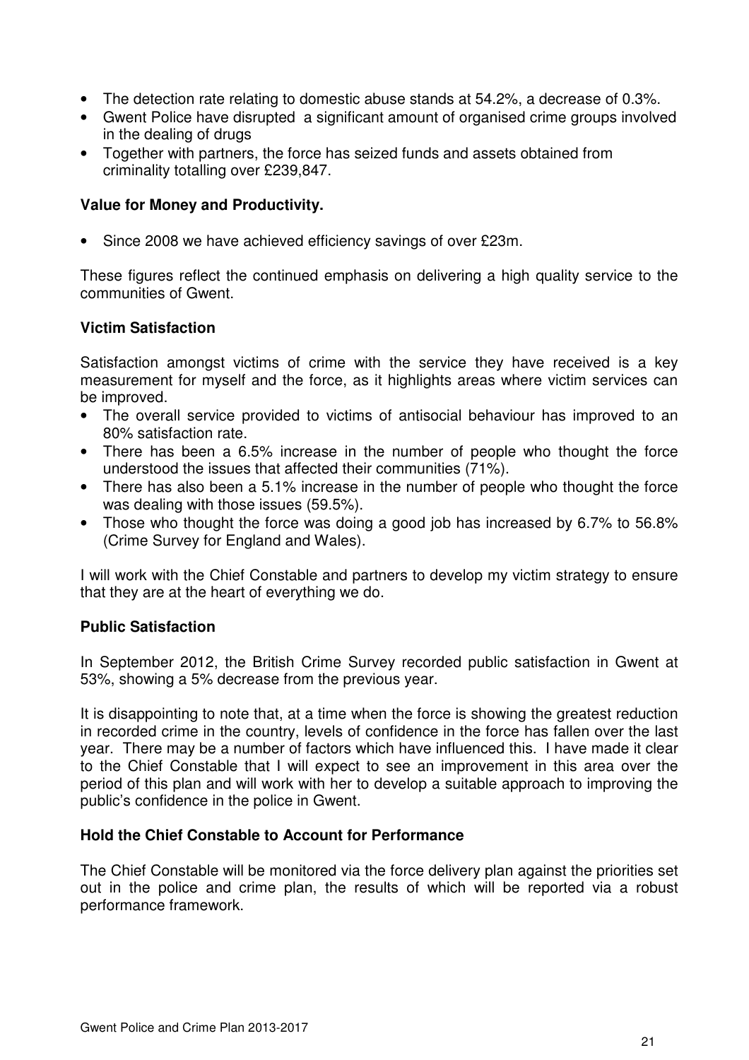- The detection rate relating to domestic abuse stands at 54.2%, a decrease of 0.3%.
- Gwent Police have disrupted a significant amount of organised crime groups involved in the dealing of drugs
- Together with partners, the force has seized funds and assets obtained from criminality totalling over £239,847.

**Value for Money and Productivity.**

- Since 2008 we have achieved efficiency savings of over £23m.

These figures reflect the continued emphasis on delivering a high quality service to the communities of Gwent.

**Victim Satisfaction**

Satisfaction amongst victims of crime with the service they have received is a key measurement for myself and the force, as it highlights areas where victim services can be improved.

- The overall service provided to victims of antisocial behaviour has improved to an 80% satisfaction rate.
- There has been a 6.5% increase in the number of people who thought the force understood the issues that affected their communities (71%).
- There has also been a 5.1% increase in the number of people who thought the force was dealing with those issues (59.5%).
- Those who thought the force was doing a good job has increased by 6.7% to 56.8% (Crime Survey for England and Wales).

I will work with the Chief Constable and partners to develop my victim strategy to ensure that they are at the heart of everything we do.

**Public Satisfaction**

In September 2012, the British Crime Survey recorded public satisfaction in Gwent at 53%, showing a 5% decrease from the previous year.

It is disappointing to note that, at a time when the force is showing the greatest reduction in recorded crime in the country, levels of confidence in the force has fallen over the last year. There may be a number of factors which have influenced this. I have made it clear to the Chief Constable that I will expect to see an improvement in this area over the period of this plan and will work with her to develop a suitable approach to improving the public's confidence in the police in Gwent.

**Hold the Chief Constable to Account for Performance**

The Chief Constable will be monitored via the force delivery plan against the priorities set out in the police and crime plan, the results of which will be reported via a robust performance framework.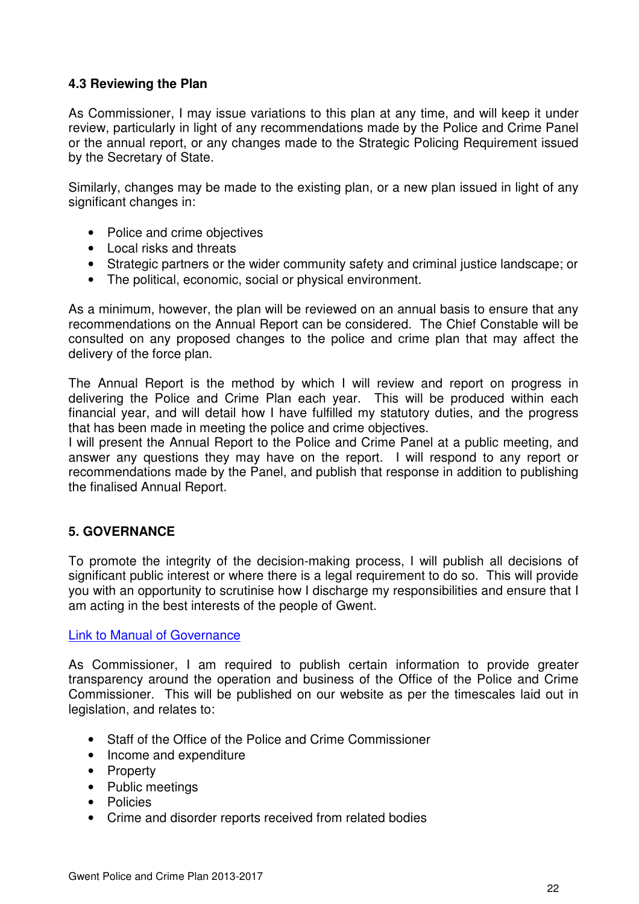### 4.3 Reviewing the Plan

As Commissioner, I may issue variations to this plan at any time, and will keep it under review, particularly in light of any recommendations made by the Police and Crime Panel or the annual report, or any changes made to the Strategic Policing Requirement issued by the Secretary of State.

Similarly, changes may be made to the existing plan, or a new plan issued in light of any significant changes in:

- Police and crime objectives
- Local risks and threats
- Strategic partners or the wider community safety and criminal justice landscape; or
- The political, economic, social or physical environment.

As a minimum, however, the plan will be reviewed on an annual basis to ensure that any recommendations on the Annual Report can be considered. The Chief Constable will be consulted on any proposed changes to the police and crime plan that may affect the delivery of the force plan.

The Annual Report is the method by which I will review and report on progress in delivering the Police and Crime Plan each year. This will be produced within each financial year, and will detail how I have fulfilled my statutory duties, and the progress that has been made in meeting the police and crime objectives.
I will present the Annual Report to the Police and Crime Panel at a public meeting, and answer any questions they may have on the report. I will respond to any report or recommendations made by the Panel, and publish that response in addition to publishing the finalised Annual Report.

## 5. GOVERNANCE

To promote the integrity of the decision-making process, I will publish all decisions of significant public interest or where there is a legal requirement to do so. This will provide you with an opportunity to scrutinise how I discharge my responsibilities and ensure that I am acting in the best interests of the people of Gwent.

Link to Manual of Governance

As Commissioner, I am required to publish certain information to provide greater transparency around the operation and business of the Office of the Police and Crime Commissioner. This will be published on our website as per the timescales laid out in legislation, and relates to:

- Staff of the Office of the Police and Crime Commissioner
- Income and expenditure
- Property
- Public meetings
- Policies
- Crime and disorder reports received from related bodies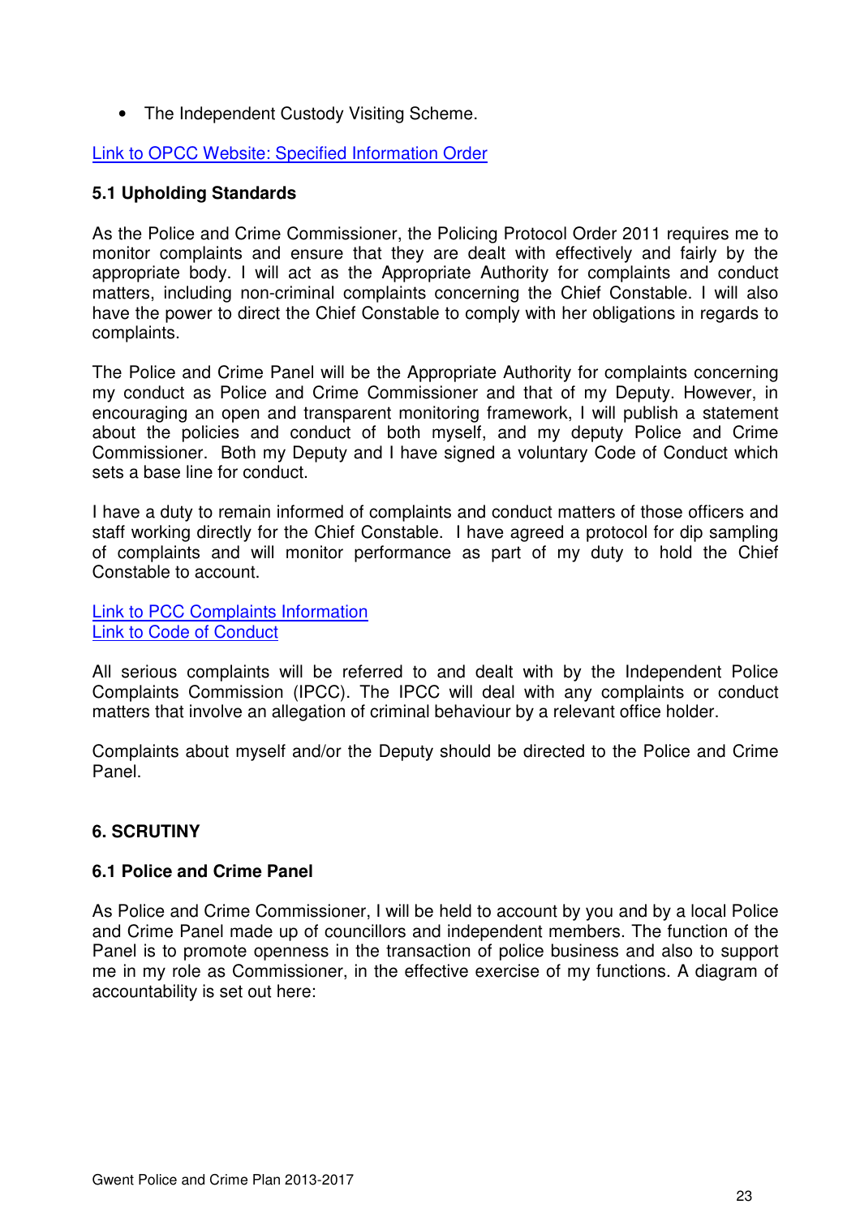- The Independent Custody Visiting Scheme.

Link to OPCC Website: Specified Information Order

### 5.1 Upholding Standards

As the Police and Crime Commissioner, the Policing Protocol Order 2011 requires me to monitor complaints and ensure that they are dealt with effectively and fairly by the appropriate body. I will act as the Appropriate Authority for complaints and conduct matters, including non-criminal complaints concerning the Chief Constable. I will also have the power to direct the Chief Constable to comply with her obligations in regards to complaints.

The Police and Crime Panel will be the Appropriate Authority for complaints concerning my conduct as Police and Crime Commissioner and that of my Deputy. However, in encouraging an open and transparent monitoring framework, I will publish a statement about the policies and conduct of both myself, and my deputy Police and Crime Commissioner. Both my Deputy and I have signed a voluntary Code of Conduct which sets a base line for conduct.

I have a duty to remain informed of complaints and conduct matters of those officers and staff working directly for the Chief Constable. I have agreed a protocol for dip sampling of complaints and will monitor performance as part of my duty to hold the Chief Constable to account.

Link to PCC Complaints Information
Link to Code of Conduct

All serious complaints will be referred to and dealt with by the Independent Police Complaints Commission (IPCC). The IPCC will deal with any complaints or conduct matters that involve an allegation of criminal behaviour by a relevant office holder.

Complaints about myself and/or the Deputy should be directed to the Police and Crime Panel.

## 6. SCRUTINY

### 6.1 Police and Crime Panel

As Police and Crime Commissioner, I will be held to account by you and by a local Police and Crime Panel made up of councillors and independent members. The function of the Panel is to promote openness in the transaction of police business and also to support me in my role as Commissioner, in the effective exercise of my functions. A diagram of accountability is set out here: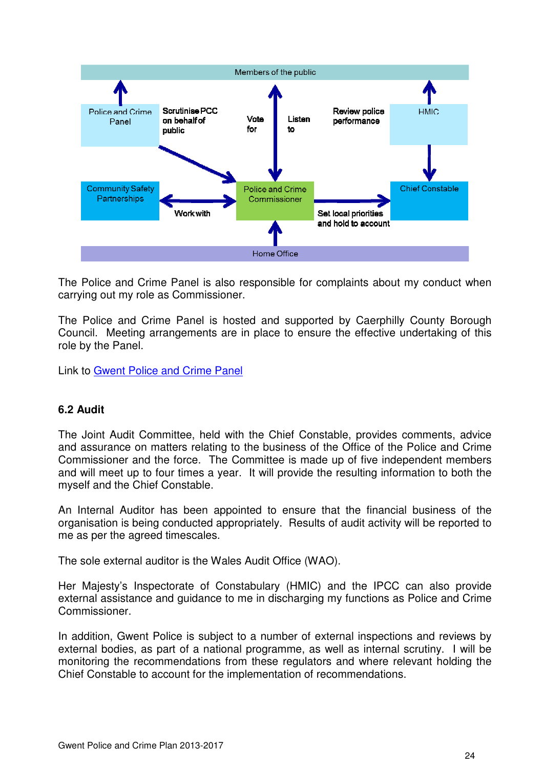Members of the public

Police and Crime Panel — Scrutinise PCC on behalf of public

Vote for — Listen to

Review police performance — HMIC

Community Safety Partnerships — Work with — Police and Crime Commissioner — Set local priorities and hold to account — Chief Constable

Home Office

The Police and Crime Panel is also responsible for complaints about my conduct when carrying out my role as Commissioner.

The Police and Crime Panel is hosted and supported by Caerphilly County Borough Council. Meeting arrangements are in place to ensure the effective undertaking of this role by the Panel.

Link to Gwent Police and Crime Panel

### 6.2 Audit

The Joint Audit Committee, held with the Chief Constable, provides comments, advice and assurance on matters relating to the business of the Office of the Police and Crime Commissioner and the force. The Committee is made up of five independent members and will meet up to four times a year. It will provide the resulting information to both the myself and the Chief Constable.

An Internal Auditor has been appointed to ensure that the financial business of the organisation is being conducted appropriately. Results of audit activity will be reported to me as per the agreed timescales.

The sole external auditor is the Wales Audit Office (WAO).

Her Majesty's Inspectorate of Constabulary (HMIC) and the IPCC can also provide external assistance and guidance to me in discharging my functions as Police and Crime Commissioner.

In addition, Gwent Police is subject to a number of external inspections and reviews by external bodies, as part of a national programme, as well as internal scrutiny. I will be monitoring the recommendations from these regulators and where relevant holding the Chief Constable to account for the implementation of recommendations.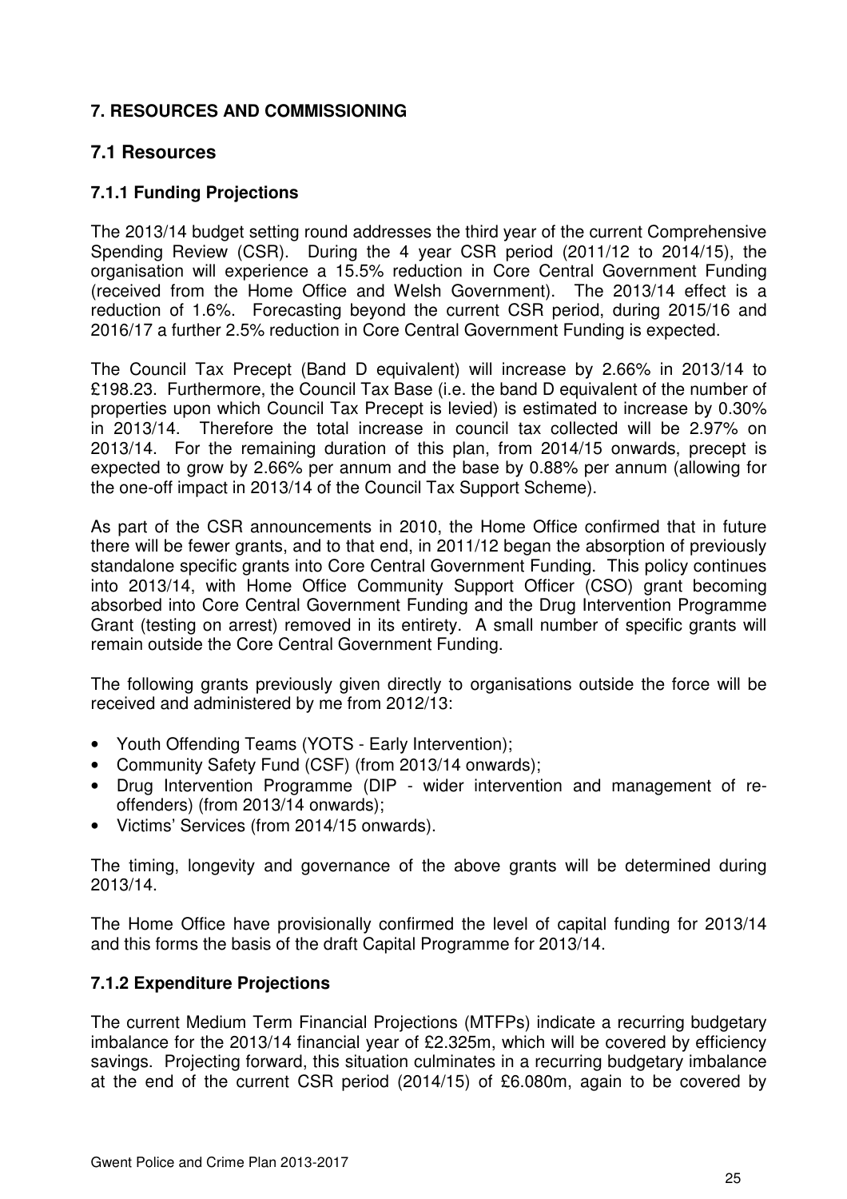## 7. RESOURCES AND COMMISSIONING

### 7.1 Resources

#### 7.1.1 Funding Projections

The 2013/14 budget setting round addresses the third year of the current Comprehensive Spending Review (CSR). During the 4 year CSR period (2011/12 to 2014/15), the organisation will experience a 15.5% reduction in Core Central Government Funding (received from the Home Office and Welsh Government). The 2013/14 effect is a reduction of 1.6%. Forecasting beyond the current CSR period, during 2015/16 and 2016/17 a further 2.5% reduction in Core Central Government Funding is expected.

The Council Tax Precept (Band D equivalent) will increase by 2.66% in 2013/14 to £198.23. Furthermore, the Council Tax Base (i.e. the band D equivalent of the number of properties upon which Council Tax Precept is levied) is estimated to increase by 0.30% in 2013/14. Therefore the total increase in council tax collected will be 2.97% on 2013/14. For the remaining duration of this plan, from 2014/15 onwards, precept is expected to grow by 2.66% per annum and the base by 0.88% per annum (allowing for the one-off impact in 2013/14 of the Council Tax Support Scheme).

As part of the CSR announcements in 2010, the Home Office confirmed that in future there will be fewer grants, and to that end, in 2011/12 began the absorption of previously standalone specific grants into Core Central Government Funding. This policy continues into 2013/14, with Home Office Community Support Officer (CSO) grant becoming absorbed into Core Central Government Funding and the Drug Intervention Programme Grant (testing on arrest) removed in its entirety. A small number of specific grants will remain outside the Core Central Government Funding.

The following grants previously given directly to organisations outside the force will be received and administered by me from 2012/13:

- Youth Offending Teams (YOTS - Early Intervention);
- Community Safety Fund (CSF) (from 2013/14 onwards);
- Drug Intervention Programme (DIP - wider intervention and management of re-offenders) (from 2013/14 onwards);
- Victims' Services (from 2014/15 onwards).

The timing, longevity and governance of the above grants will be determined during 2013/14.

The Home Office have provisionally confirmed the level of capital funding for 2013/14 and this forms the basis of the draft Capital Programme for 2013/14.

#### 7.1.2 Expenditure Projections

The current Medium Term Financial Projections (MTFPs) indicate a recurring budgetary imbalance for the 2013/14 financial year of £2.325m, which will be covered by efficiency savings. Projecting forward, this situation culminates in a recurring budgetary imbalance at the end of the current CSR period (2014/15) of £6.080m, again to be covered by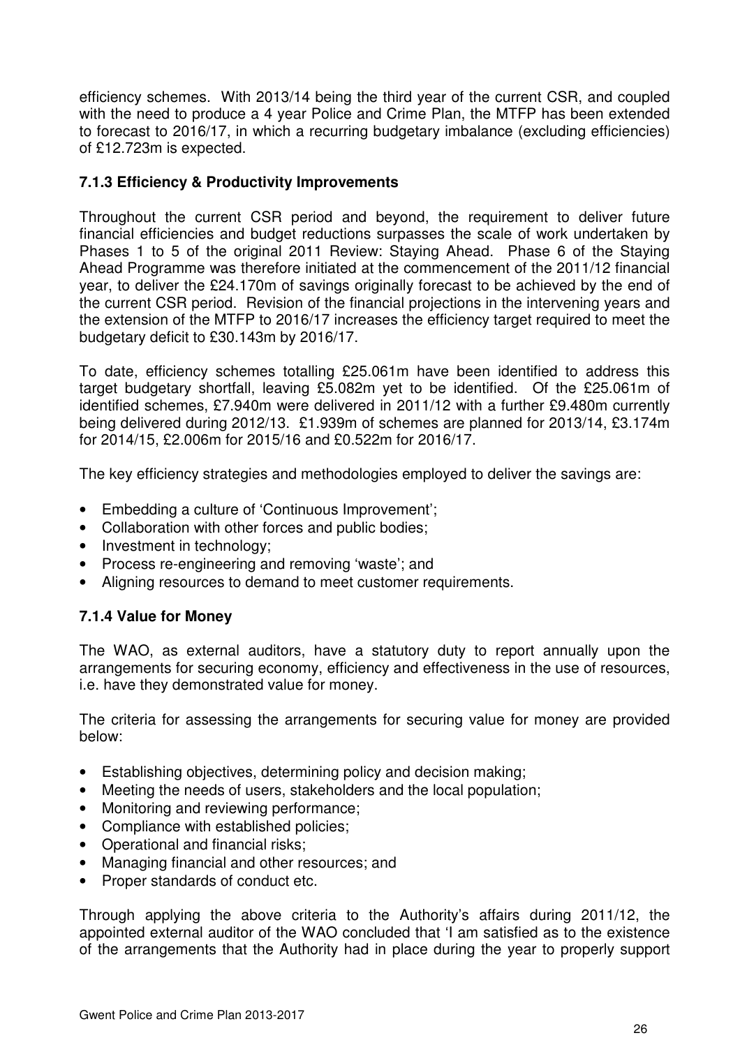efficiency schemes. With 2013/14 being the third year of the current CSR, and coupled with the need to produce a 4 year Police and Crime Plan, the MTFP has been extended to forecast to 2016/17, in which a recurring budgetary imbalance (excluding efficiencies) of £12.723m is expected.

### 7.1.3 Efficiency & Productivity Improvements

Throughout the current CSR period and beyond, the requirement to deliver future financial efficiencies and budget reductions surpasses the scale of work undertaken by Phases 1 to 5 of the original 2011 Review: Staying Ahead. Phase 6 of the Staying Ahead Programme was therefore initiated at the commencement of the 2011/12 financial year, to deliver the £24.170m of savings originally forecast to be achieved by the end of the current CSR period. Revision of the financial projections in the intervening years and the extension of the MTFP to 2016/17 increases the efficiency target required to meet the budgetary deficit to £30.143m by 2016/17.

To date, efficiency schemes totalling £25.061m have been identified to address this target budgetary shortfall, leaving £5.082m yet to be identified. Of the £25.061m of identified schemes, £7.940m were delivered in 2011/12 with a further £9.480m currently being delivered during 2012/13. £1.939m of schemes are planned for 2013/14, £3.174m for 2014/15, £2.006m for 2015/16 and £0.522m for 2016/17.

The key efficiency strategies and methodologies employed to deliver the savings are:

- Embedding a culture of 'Continuous Improvement';
- Collaboration with other forces and public bodies;
- Investment in technology;
- Process re-engineering and removing 'waste'; and
- Aligning resources to demand to meet customer requirements.

### 7.1.4 Value for Money

The WAO, as external auditors, have a statutory duty to report annually upon the arrangements for securing economy, efficiency and effectiveness in the use of resources, i.e. have they demonstrated value for money.

The criteria for assessing the arrangements for securing value for money are provided below:

- Establishing objectives, determining policy and decision making;
- Meeting the needs of users, stakeholders and the local population;
- Monitoring and reviewing performance;
- Compliance with established policies;
- Operational and financial risks;
- Managing financial and other resources; and
- Proper standards of conduct etc.

Through applying the above criteria to the Authority's affairs during 2011/12, the appointed external auditor of the WAO concluded that 'I am satisfied as to the existence of the arrangements that the Authority had in place during the year to properly support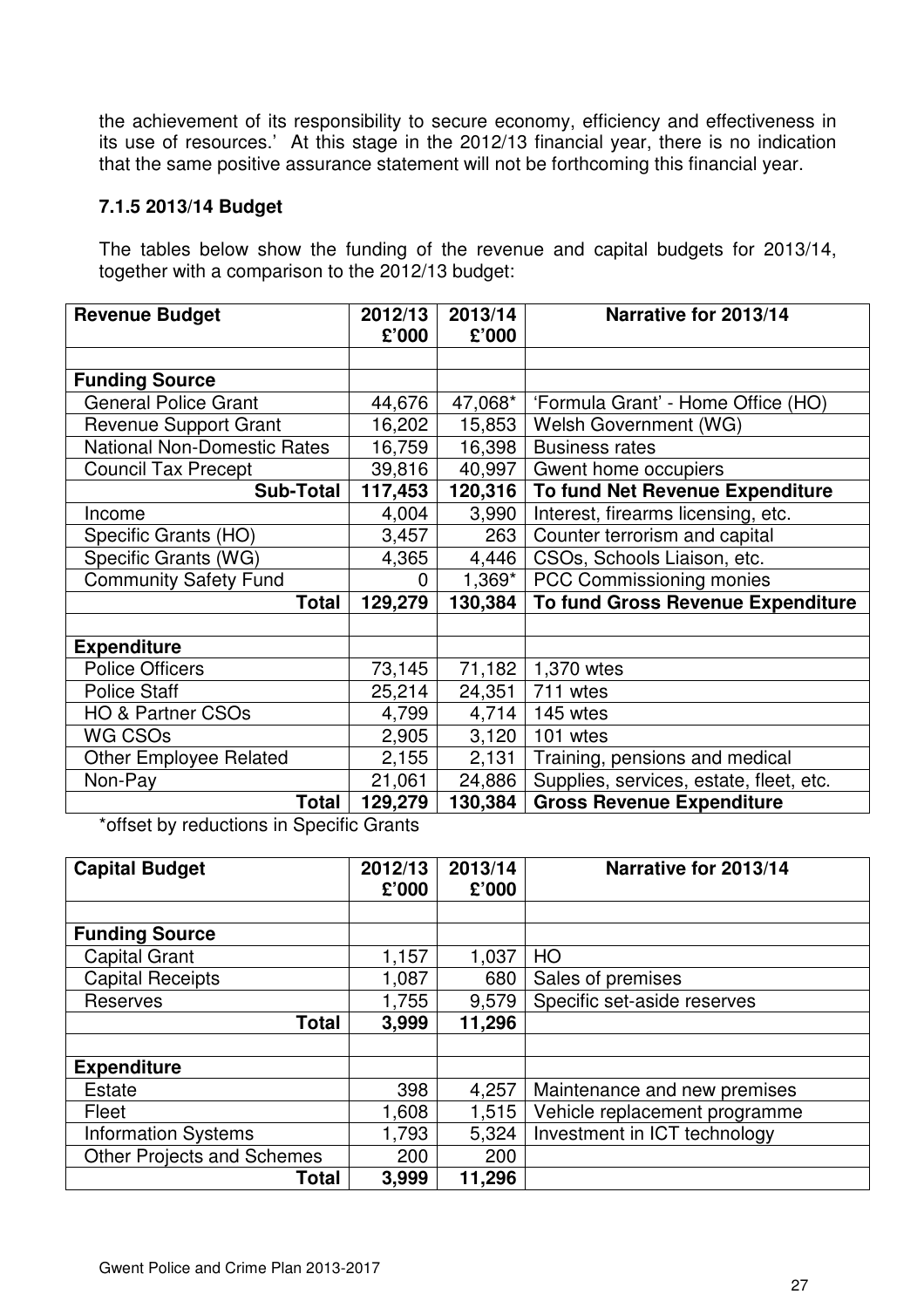the achievement of its responsibility to secure economy, efficiency and effectiveness in its use of resources.' At this stage in the 2012/13 financial year, there is no indication that the same positive assurance statement will not be forthcoming this financial year.

### 7.1.5 2013/14 Budget

The tables below show the funding of the revenue and capital budgets for 2013/14, together with a comparison to the 2012/13 budget:

| Revenue Budget | 2012/13 £'000 | 2013/14 £'000 | Narrative for 2013/14 |
|---|---|---|---|
| | | | |
| **Funding Source** | | | |
| General Police Grant | 44,676 | 47,068* | 'Formula Grant' - Home Office (HO) |
| Revenue Support Grant | 16,202 | 15,853 | Welsh Government (WG) |
| National Non-Domestic Rates | 16,759 | 16,398 | Business rates |
| Council Tax Precept | 39,816 | 40,997 | Gwent home occupiers |
| **Sub-Total** | **117,453** | **120,316** | **To fund Net Revenue Expenditure** |
| Income | 4,004 | 3,990 | Interest, firearms licensing, etc. |
| Specific Grants (HO) | 3,457 | 263 | Counter terrorism and capital |
| Specific Grants (WG) | 4,365 | 4,446 | CSOs, Schools Liaison, etc. |
| Community Safety Fund | 0 | 1,369* | PCC Commissioning monies |
| **Total** | **129,279** | **130,384** | **To fund Gross Revenue Expenditure** |
| | | | |
| **Expenditure** | | | |
| Police Officers | 73,145 | 71,182 | 1,370 wtes |
| Police Staff | 25,214 | 24,351 | 711 wtes |
| HO & Partner CSOs | 4,799 | 4,714 | 145 wtes |
| WG CSOs | 2,905 | 3,120 | 101 wtes |
| Other Employee Related | 2,155 | 2,131 | Training, pensions and medical |
| Non-Pay | 21,061 | 24,886 | Supplies, services, estate, fleet, etc. |
| **Total** | **129,279** | **130,384** | **Gross Revenue Expenditure** |

*offset by reductions in Specific Grants

| Capital Budget | 2012/13 £'000 | 2013/14 £'000 | Narrative for 2013/14 |
|---|---|---|---|
| | | | |
| **Funding Source** | | | |
| Capital Grant | 1,157 | 1,037 | HO |
| Capital Receipts | 1,087 | 680 | Sales of premises |
| Reserves | 1,755 | 9,579 | Specific set-aside reserves |
| **Total** | **3,999** | **11,296** | |
| | | | |
| **Expenditure** | | | |
| Estate | 398 | 4,257 | Maintenance and new premises |
| Fleet | 1,608 | 1,515 | Vehicle replacement programme |
| Information Systems | 1,793 | 5,324 | Investment in ICT technology |
| Other Projects and Schemes | 200 | 200 | |
| **Total** | **3,999** | **11,296** | |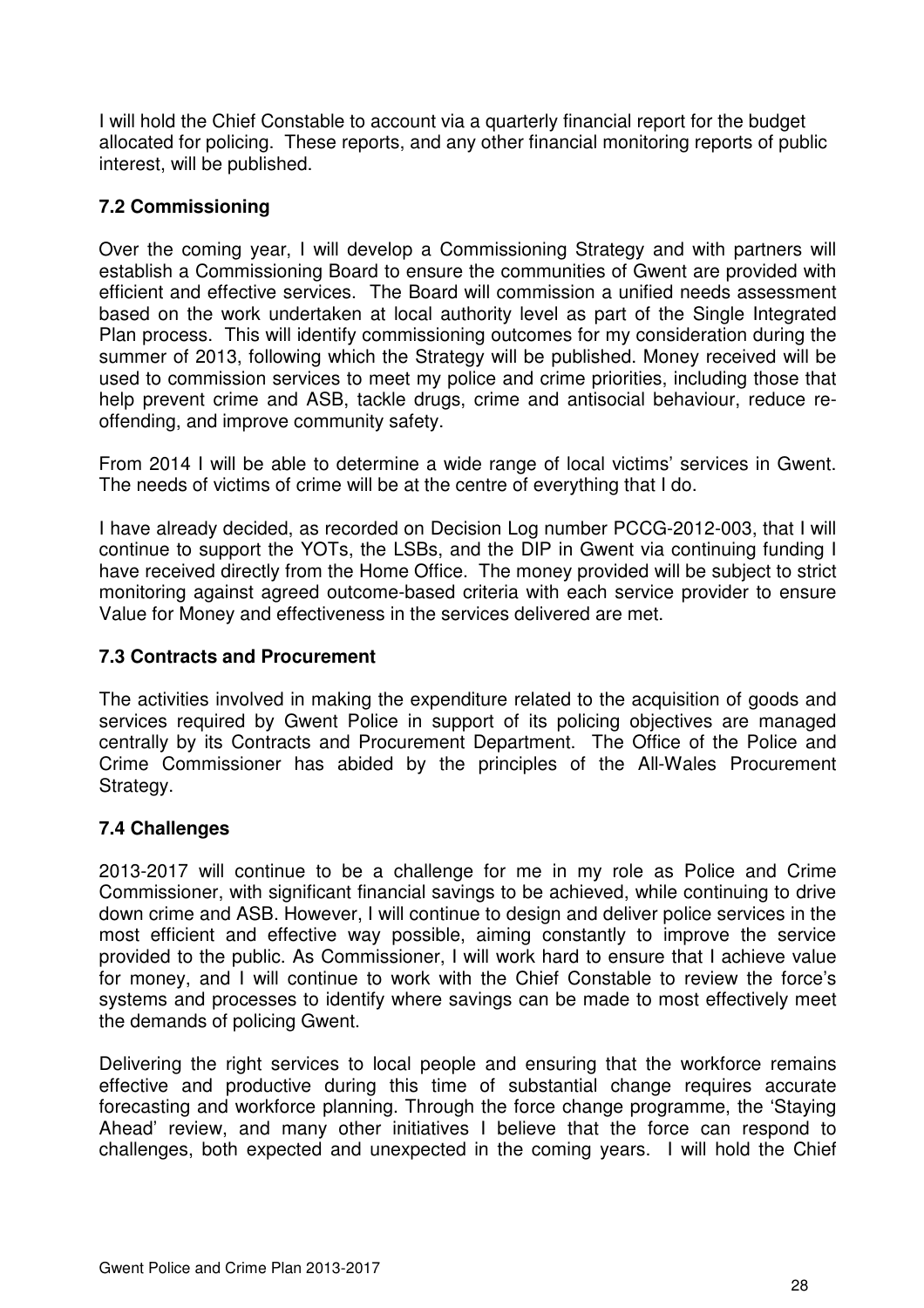I will hold the Chief Constable to account via a quarterly financial report for the budget allocated for policing. These reports, and any other financial monitoring reports of public interest, will be published.

### 7.2 Commissioning

Over the coming year, I will develop a Commissioning Strategy and with partners will establish a Commissioning Board to ensure the communities of Gwent are provided with efficient and effective services. The Board will commission a unified needs assessment based on the work undertaken at local authority level as part of the Single Integrated Plan process. This will identify commissioning outcomes for my consideration during the summer of 2013, following which the Strategy will be published. Money received will be used to commission services to meet my police and crime priorities, including those that help prevent crime and ASB, tackle drugs, crime and antisocial behaviour, reduce re-offending, and improve community safety.

From 2014 I will be able to determine a wide range of local victims' services in Gwent. The needs of victims of crime will be at the centre of everything that I do.

I have already decided, as recorded on Decision Log number PCCG-2012-003, that I will continue to support the YOTs, the LSBs, and the DIP in Gwent via continuing funding I have received directly from the Home Office. The money provided will be subject to strict monitoring against agreed outcome-based criteria with each service provider to ensure Value for Money and effectiveness in the services delivered are met.

### 7.3 Contracts and Procurement

The activities involved in making the expenditure related to the acquisition of goods and services required by Gwent Police in support of its policing objectives are managed centrally by its Contracts and Procurement Department. The Office of the Police and Crime Commissioner has abided by the principles of the All-Wales Procurement Strategy.

### 7.4 Challenges

2013-2017 will continue to be a challenge for me in my role as Police and Crime Commissioner, with significant financial savings to be achieved, while continuing to drive down crime and ASB. However, I will continue to design and deliver police services in the most efficient and effective way possible, aiming constantly to improve the service provided to the public. As Commissioner, I will work hard to ensure that I achieve value for money, and I will continue to work with the Chief Constable to review the force's systems and processes to identify where savings can be made to most effectively meet the demands of policing Gwent.

Delivering the right services to local people and ensuring that the workforce remains effective and productive during this time of substantial change requires accurate forecasting and workforce planning. Through the force change programme, the 'Staying Ahead' review, and many other initiatives I believe that the force can respond to challenges, both expected and unexpected in the coming years. I will hold the Chief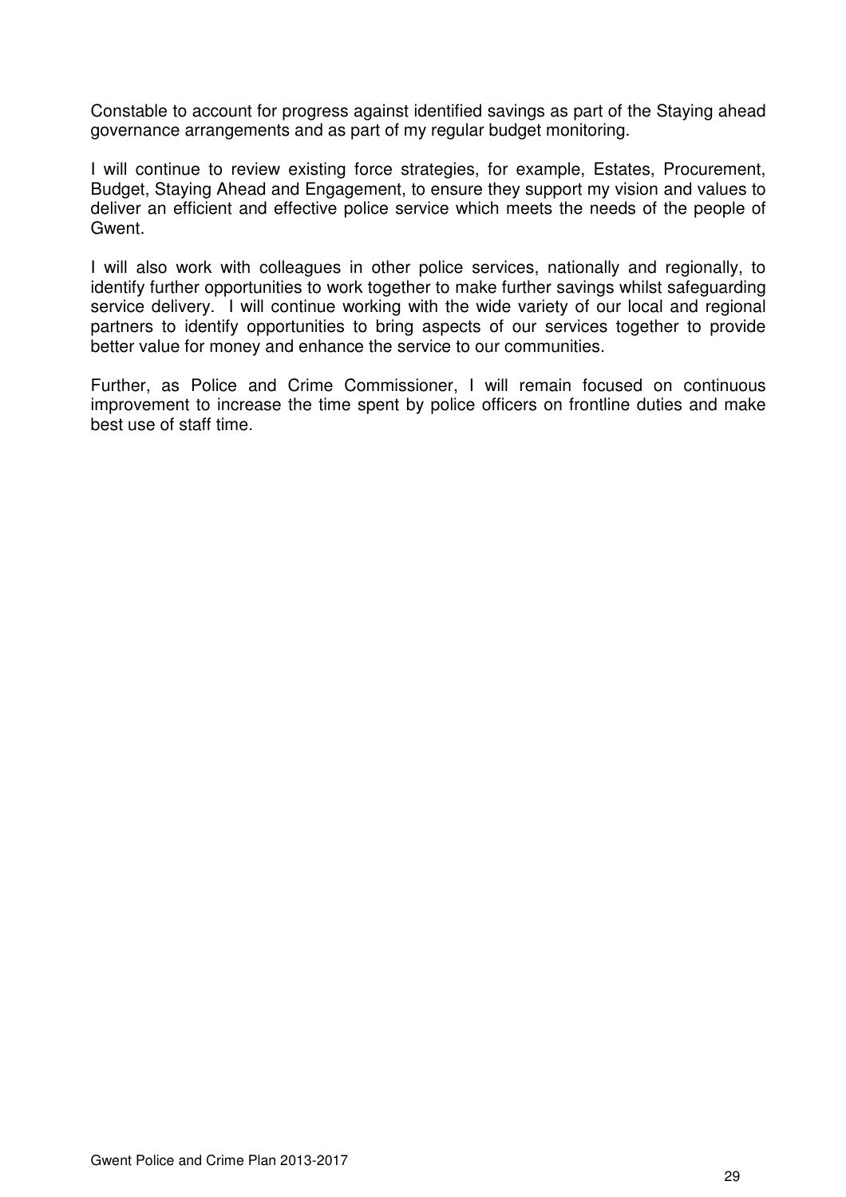Constable to account for progress against identified savings as part of the Staying ahead governance arrangements and as part of my regular budget monitoring.

I will continue to review existing force strategies, for example, Estates, Procurement, Budget, Staying Ahead and Engagement, to ensure they support my vision and values to deliver an efficient and effective police service which meets the needs of the people of Gwent.

I will also work with colleagues in other police services, nationally and regionally, to identify further opportunities to work together to make further savings whilst safeguarding service delivery. I will continue working with the wide variety of our local and regional partners to identify opportunities to bring aspects of our services together to provide better value for money and enhance the service to our communities.

Further, as Police and Crime Commissioner, I will remain focused on continuous improvement to increase the time spent by police officers on frontline duties and make best use of staff time.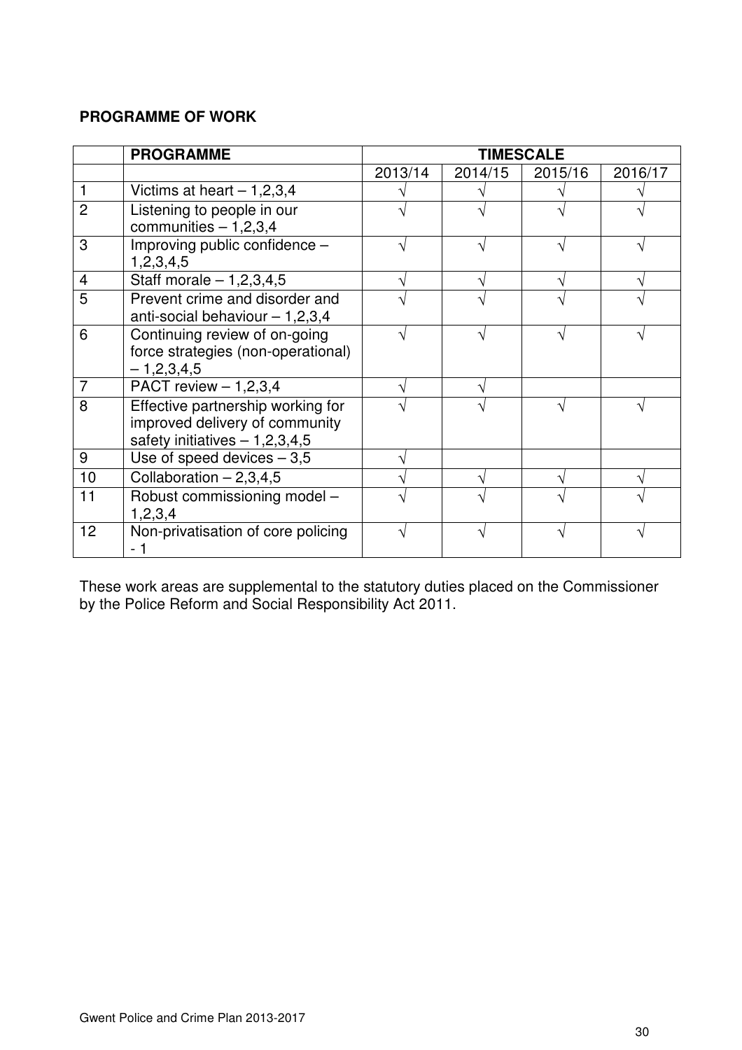**PROGRAMME OF WORK**

| | PROGRAMME | TIMESCALE | | | |
|---|---|---|---|---|---|
| | | 2013/14 | 2014/15 | 2015/16 | 2016/17 |
| 1 | Victims at heart – 1,2,3,4 | √ | √ | √ | √ |
| 2 | Listening to people in our communities – 1,2,3,4 | √ | √ | √ | √ |
| 3 | Improving public confidence – 1,2,3,4,5 | √ | √ | √ | √ |
| 4 | Staff morale – 1,2,3,4,5 | √ | √ | √ | √ |
| 5 | Prevent crime and disorder and anti-social behaviour – 1,2,3,4 | √ | √ | √ | √ |
| 6 | Continuing review of on-going force strategies (non-operational) – 1,2,3,4,5 | √ | √ | √ | √ |
| 7 | PACT review – 1,2,3,4 | √ | √ | | |
| 8 | Effective partnership working for improved delivery of community safety initiatives – 1,2,3,4,5 | √ | √ | √ | √ |
| 9 | Use of speed devices – 3,5 | √ | | | |
| 10 | Collaboration – 2,3,4,5 | √ | √ | √ | √ |
| 11 | Robust commissioning model – 1,2,3,4 | √ | √ | √ | √ |
| 12 | Non-privatisation of core policing - 1 | √ | √ | √ | √ |

These work areas are supplemental to the statutory duties placed on the Commissioner by the Police Reform and Social Responsibility Act 2011.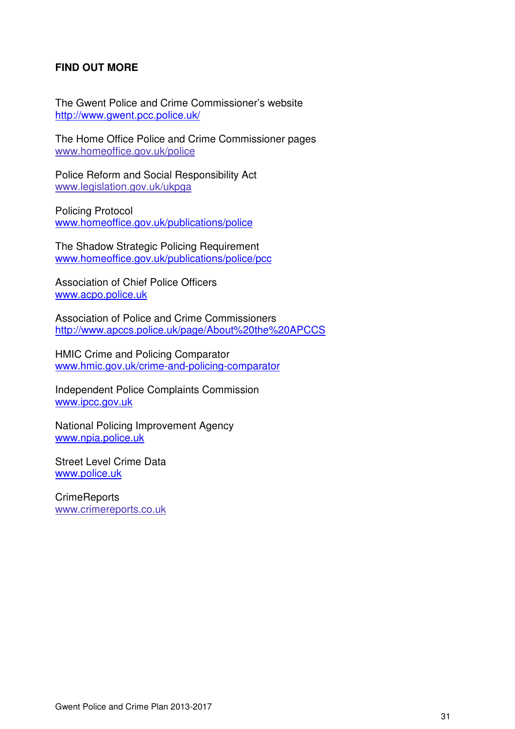**FIND OUT MORE**

The Gwent Police and Crime Commissioner's website
http://www.gwent.pcc.police.uk/

The Home Office Police and Crime Commissioner pages
www.homeoffice.gov.uk/police

Police Reform and Social Responsibility Act
www.legislation.gov.uk/ukpga

Policing Protocol
www.homeoffice.gov.uk/publications/police

The Shadow Strategic Policing Requirement
www.homeoffice.gov.uk/publications/police/pcc

Association of Chief Police Officers
www.acpo.police.uk

Association of Police and Crime Commissioners
http://www.apccs.police.uk/page/About%20the%20APCCS

HMIC Crime and Policing Comparator
www.hmic.gov.uk/crime-and-policing-comparator

Independent Police Complaints Commission
www.ipcc.gov.uk

National Policing Improvement Agency
www.npia.police.uk

Street Level Crime Data
www.police.uk

CrimeReports
www.crimereports.co.uk